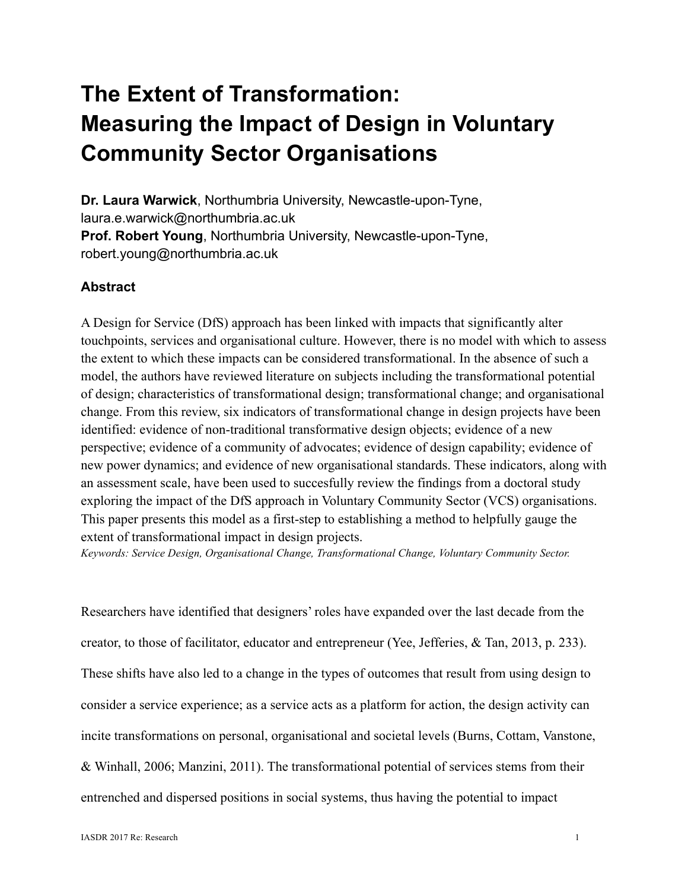# The Extent of Transformation: Measuring the Impact of Design in Voluntary Community Sector Organisations

**Dr. Laura Warwick**, Northumbria University, Newcastle-upon-Tyne, laura.e.warwick@northumbria.ac.uk
**Prof. Robert Young**, Northumbria University, Newcastle-upon-Tyne, robert.young@northumbria.ac.uk

### Abstract

A Design for Service (DfS) approach has been linked with impacts that significantly alter touchpoints, services and organisational culture. However, there is no model with which to assess the extent to which these impacts can be considered transformational. In the absence of such a model, the authors have reviewed literature on subjects including the transformational potential of design; characteristics of transformational design; transformational change; and organisational change. From this review, six indicators of transformational change in design projects have been identified: evidence of non-traditional transformative design objects; evidence of a new perspective; evidence of a community of advocates; evidence of design capability; evidence of new power dynamics; and evidence of new organisational standards. These indicators, along with an assessment scale, have been used to succesfully review the findings from a doctoral study exploring the impact of the DfS approach in Voluntary Community Sector (VCS) organisations. This paper presents this model as a first-step to establishing a method to helpfully gauge the extent of transformational impact in design projects.

*Keywords: Service Design, Organisational Change, Transformational Change, Voluntary Community Sector.*

Researchers have identified that designers' roles have expanded over the last decade from the creator, to those of facilitator, educator and entrepreneur (Yee, Jefferies, & Tan, 2013, p. 233). These shifts have also led to a change in the types of outcomes that result from using design to consider a service experience; as a service acts as a platform for action, the design activity can incite transformations on personal, organisational and societal levels (Burns, Cottam, Vanstone, & Winhall, 2006; Manzini, 2011). The transformational potential of services stems from their entrenched and dispersed positions in social systems, thus having the potential to impact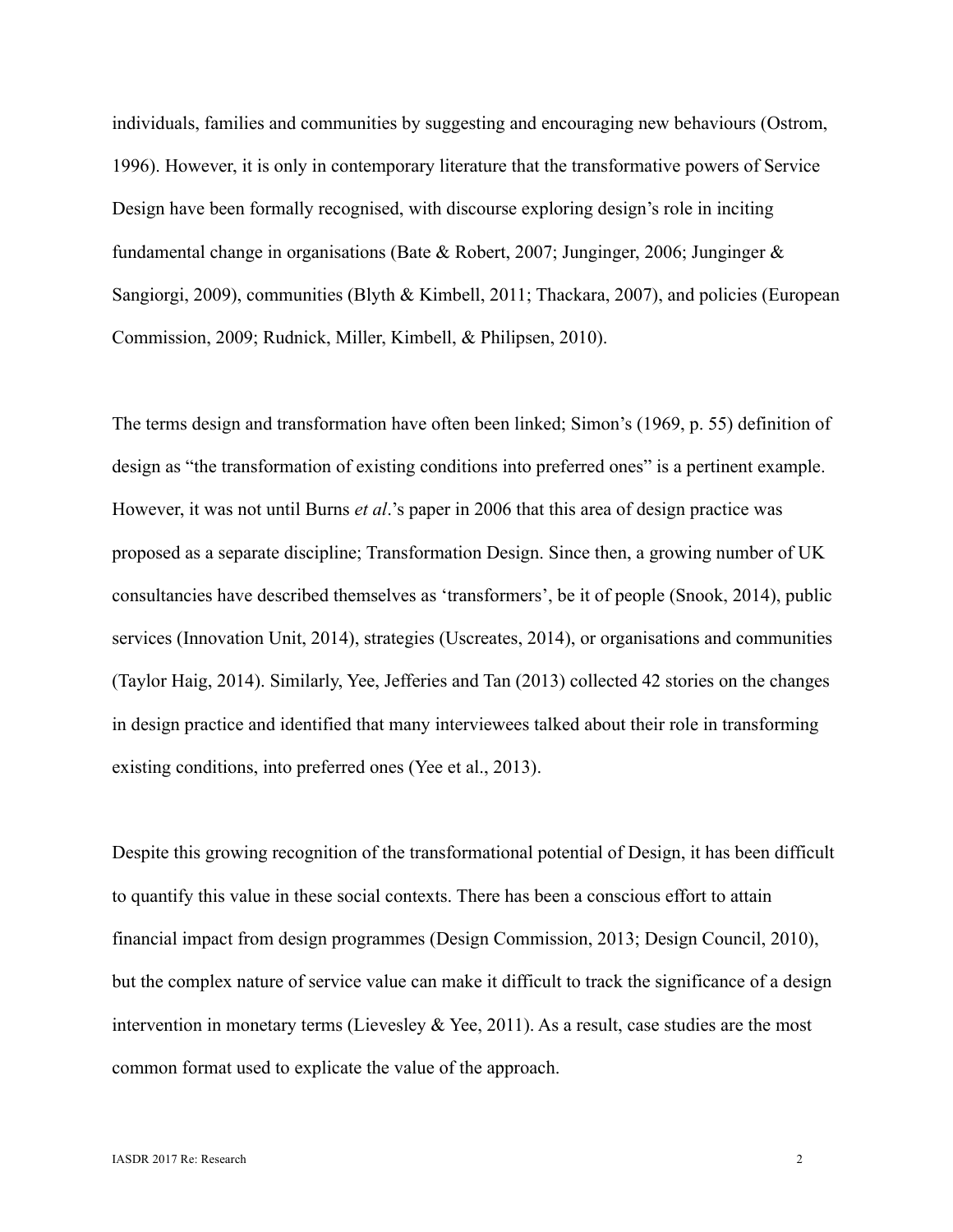individuals, families and communities by suggesting and encouraging new behaviours (Ostrom, 1996). However, it is only in contemporary literature that the transformative powers of Service Design have been formally recognised, with discourse exploring design's role in inciting fundamental change in organisations (Bate & Robert, 2007; Junginger, 2006; Junginger & Sangiorgi, 2009), communities (Blyth & Kimbell, 2011; Thackara, 2007), and policies (European Commission, 2009; Rudnick, Miller, Kimbell, & Philipsen, 2010).

The terms design and transformation have often been linked; Simon's (1969, p. 55) definition of design as "the transformation of existing conditions into preferred ones" is a pertinent example. However, it was not until Burns *et al*.'s paper in 2006 that this area of design practice was proposed as a separate discipline; Transformation Design. Since then, a growing number of UK consultancies have described themselves as 'transformers', be it of people (Snook, 2014), public services (Innovation Unit, 2014), strategies (Uscreates, 2014), or organisations and communities (Taylor Haig, 2014). Similarly, Yee, Jefferies and Tan (2013) collected 42 stories on the changes in design practice and identified that many interviewees talked about their role in transforming existing conditions, into preferred ones (Yee et al., 2013).

Despite this growing recognition of the transformational potential of Design, it has been difficult to quantify this value in these social contexts. There has been a conscious effort to attain financial impact from design programmes (Design Commission, 2013; Design Council, 2010), but the complex nature of service value can make it difficult to track the significance of a design intervention in monetary terms (Lievesley & Yee, 2011). As a result, case studies are the most common format used to explicate the value of the approach.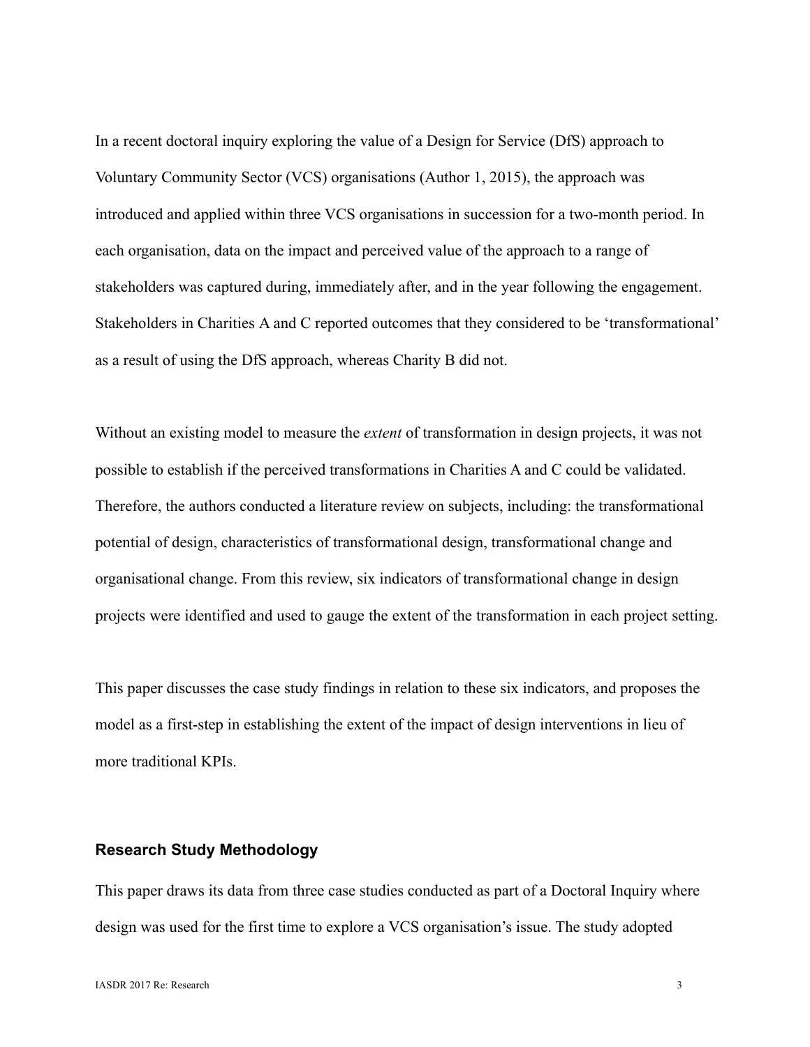In a recent doctoral inquiry exploring the value of a Design for Service (DfS) approach to Voluntary Community Sector (VCS) organisations (Author 1, 2015), the approach was introduced and applied within three VCS organisations in succession for a two-month period. In each organisation, data on the impact and perceived value of the approach to a range of stakeholders was captured during, immediately after, and in the year following the engagement. Stakeholders in Charities A and C reported outcomes that they considered to be 'transformational' as a result of using the DfS approach, whereas Charity B did not.

Without an existing model to measure the *extent* of transformation in design projects, it was not possible to establish if the perceived transformations in Charities A and C could be validated. Therefore, the authors conducted a literature review on subjects, including: the transformational potential of design, characteristics of transformational design, transformational change and organisational change. From this review, six indicators of transformational change in design projects were identified and used to gauge the extent of the transformation in each project setting.

This paper discusses the case study findings in relation to these six indicators, and proposes the model as a first-step in establishing the extent of the impact of design interventions in lieu of more traditional KPIs.

## Research Study Methodology

This paper draws its data from three case studies conducted as part of a Doctoral Inquiry where design was used for the first time to explore a VCS organisation's issue. The study adopted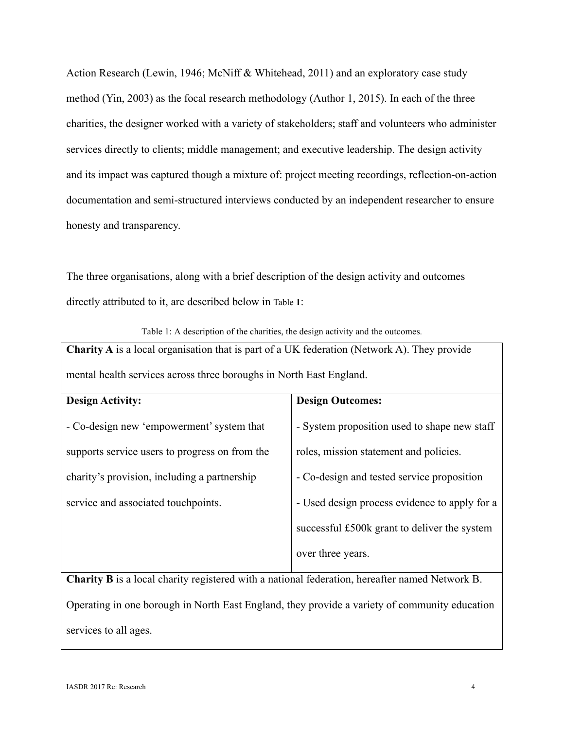Action Research (Lewin, 1946; McNiff & Whitehead, 2011) and an exploratory case study method (Yin, 2003) as the focal research methodology (Author 1, 2015). In each of the three charities, the designer worked with a variety of stakeholders; staff and volunteers who administer services directly to clients; middle management; and executive leadership. The design activity and its impact was captured though a mixture of: project meeting recordings, reflection-on-action documentation and semi-structured interviews conducted by an independent researcher to ensure honesty and transparency.

The three organisations, along with a brief description of the design activity and outcomes directly attributed to it, are described below in Table 1:

Table 1: A description of the charities, the design activity and the outcomes.

| **Charity A** is a local organisation that is part of a UK federation (Network A). They provide mental health services across three boroughs in North East England. | |
|---|---|
| **Design Activity:** | **Design Outcomes:** |
| - Co-design new 'empowerment' system that supports service users to progress on from the charity's provision, including a partnership service and associated touchpoints. | - System proposition used to shape new staff roles, mission statement and policies.<br>- Co-design and tested service proposition<br>- Used design process evidence to apply for a successful £500k grant to deliver the system over three years. |
| **Charity B** is a local charity registered with a national federation, hereafter named Network B. Operating in one borough in North East England, they provide a variety of community education services to all ages. | |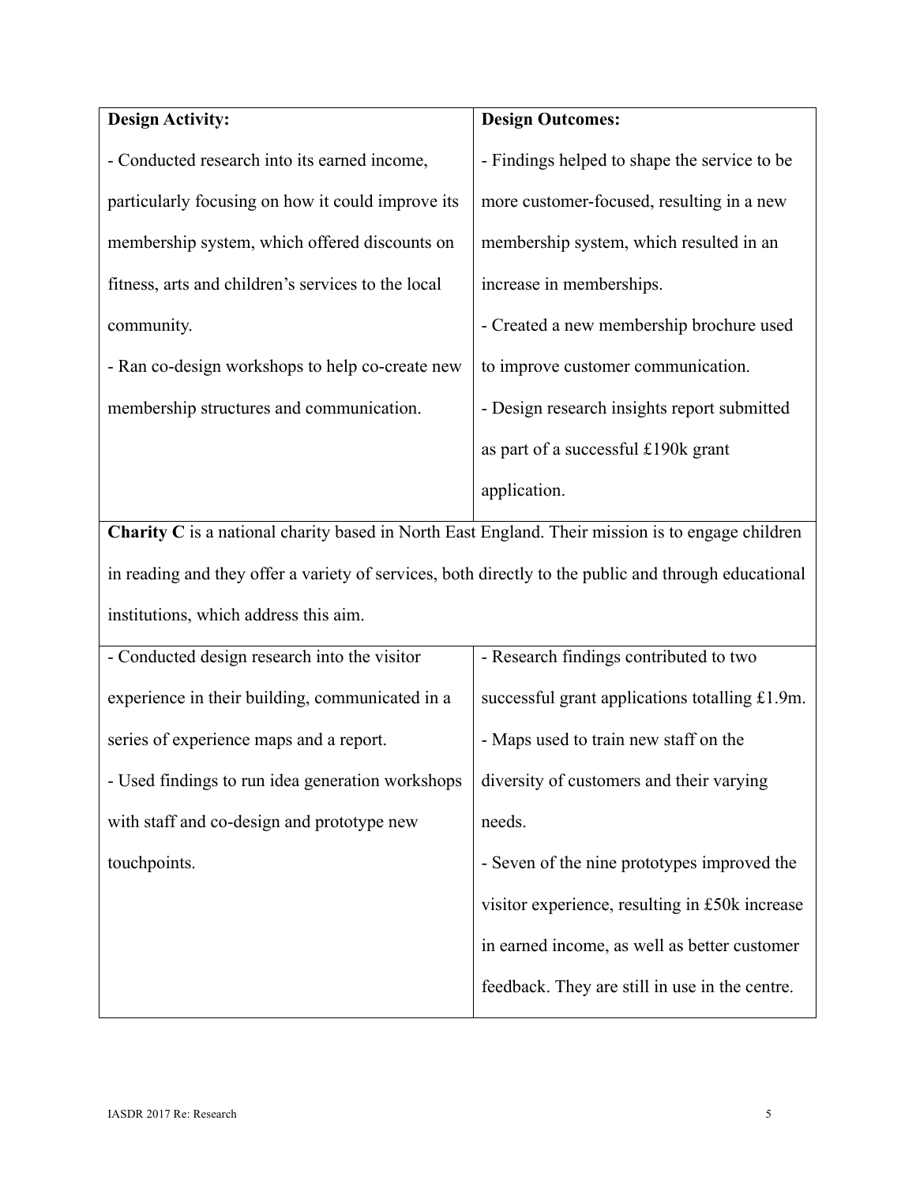| **Design Activity:** | **Design Outcomes:** |
|---|---|
| - Conducted research into its earned income, particularly focusing on how it could improve its membership system, which offered discounts on fitness, arts and children's services to the local community.<br>- Ran co-design workshops to help co-create new membership structures and communication. | - Findings helped to shape the service to be more customer-focused, resulting in a new membership system, which resulted in an increase in memberships.<br>- Created a new membership brochure used to improve customer communication.<br>- Design research insights report submitted as part of a successful £190k grant application. |
| **Charity C** is a national charity based in North East England. Their mission is to engage children in reading and they offer a variety of services, both directly to the public and through educational institutions, which address this aim. | |
| - Conducted design research into the visitor experience in their building, communicated in a series of experience maps and a report.<br>- Used findings to run idea generation workshops with staff and co-design and prototype new touchpoints. | - Research findings contributed to two successful grant applications totalling £1.9m.<br>- Maps used to train new staff on the diversity of customers and their varying needs.<br>- Seven of the nine prototypes improved the visitor experience, resulting in £50k increase in earned income, as well as better customer feedback. They are still in use in the centre. |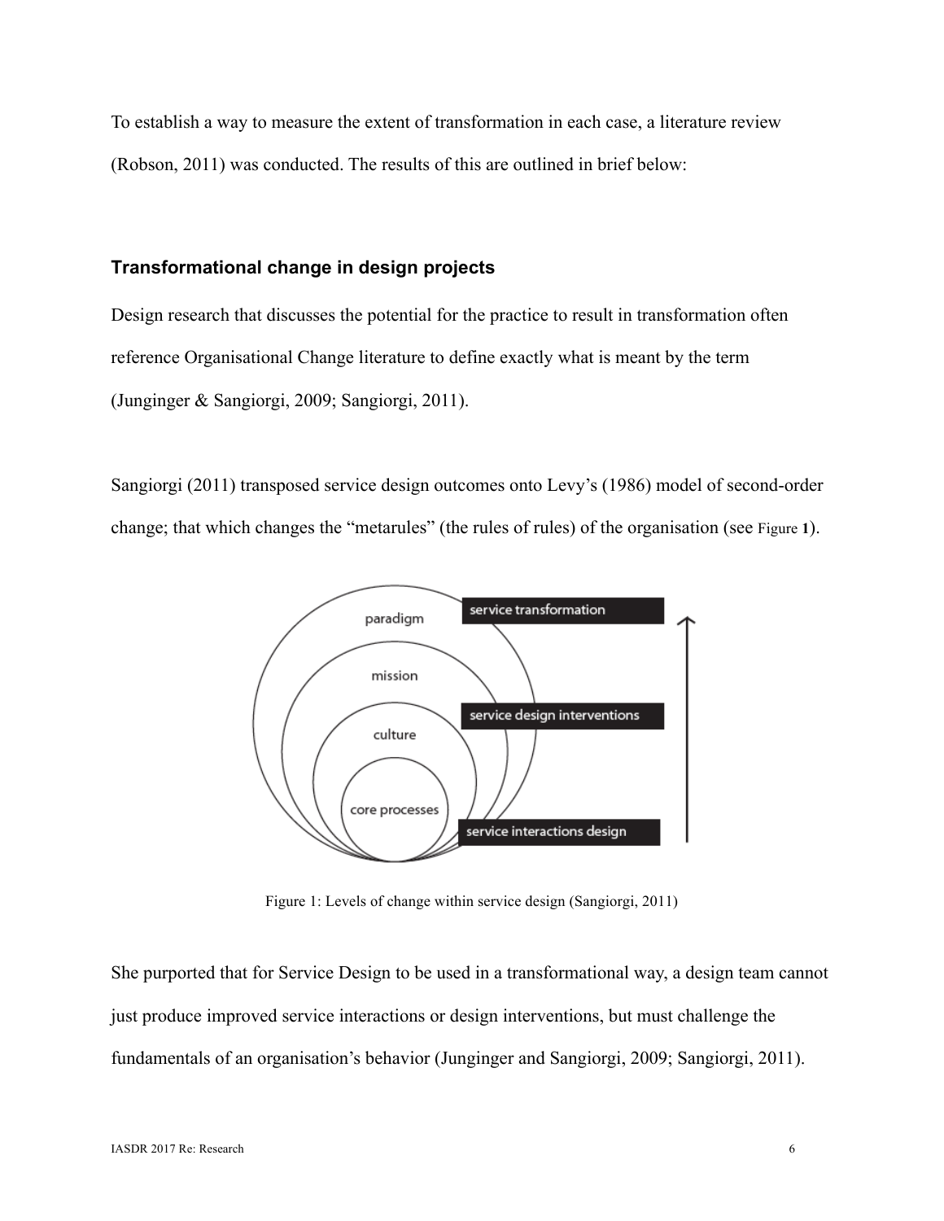To establish a way to measure the extent of transformation in each case, a literature review (Robson, 2011) was conducted. The results of this are outlined in brief below:

### Transformational change in design projects

Design research that discusses the potential for the practice to result in transformation often reference Organisational Change literature to define exactly what is meant by the term (Junginger & Sangiorgi, 2009; Sangiorgi, 2011).

Sangiorgi (2011) transposed service design outcomes onto Levy's (1986) model of second-order change; that which changes the "metarules" (the rules of rules) of the organisation (see Figure 1).

Figure 1: Levels of change within service design (Sangiorgi, 2011)

She purported that for Service Design to be used in a transformational way, a design team cannot just produce improved service interactions or design interventions, but must challenge the fundamentals of an organisation's behavior (Junginger and Sangiorgi, 2009; Sangiorgi, 2011).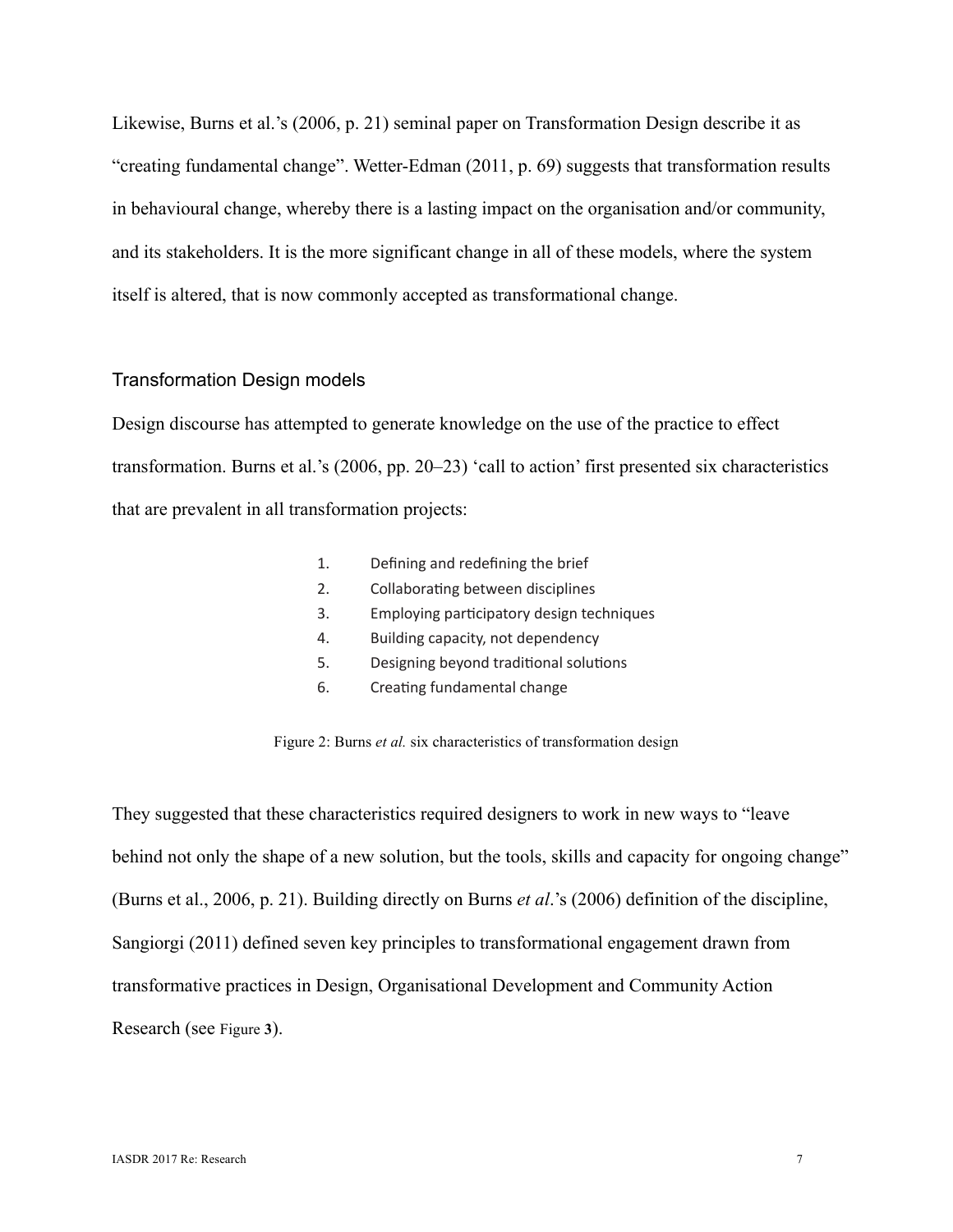Likewise, Burns et al.'s (2006, p. 21) seminal paper on Transformation Design describe it as "creating fundamental change". Wetter-Edman (2011, p. 69) suggests that transformation results in behavioural change, whereby there is a lasting impact on the organisation and/or community, and its stakeholders. It is the more significant change in all of these models, where the system itself is altered, that is now commonly accepted as transformational change.

## Transformation Design models

Design discourse has attempted to generate knowledge on the use of the practice to effect transformation. Burns et al.'s (2006, pp. 20–23) 'call to action' first presented six characteristics that are prevalent in all transformation projects:

1. Defining and redefining the brief
2. Collaborating between disciplines
3. Employing participatory design techniques
4. Building capacity, not dependency
5. Designing beyond traditional solutions
6. Creating fundamental change

Figure 2: Burns *et al.* six characteristics of transformation design

They suggested that these characteristics required designers to work in new ways to "leave behind not only the shape of a new solution, but the tools, skills and capacity for ongoing change" (Burns et al., 2006, p. 21). Building directly on Burns *et al*.'s (2006) definition of the discipline, Sangiorgi (2011) defined seven key principles to transformational engagement drawn from transformative practices in Design, Organisational Development and Community Action Research (see Figure **3**).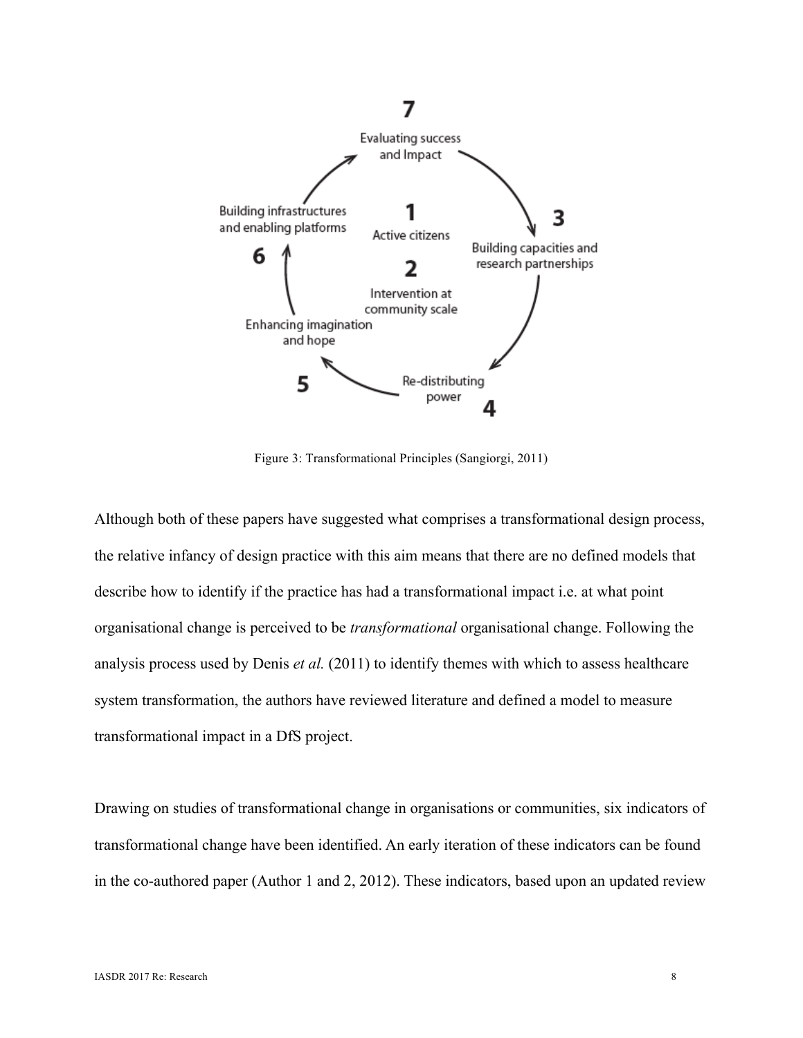Figure 3: Transformational Principles (Sangiorgi, 2011)

Although both of these papers have suggested what comprises a transformational design process, the relative infancy of design practice with this aim means that there are no defined models that describe how to identify if the practice has had a transformational impact i.e. at what point organisational change is perceived to be *transformational* organisational change. Following the analysis process used by Denis *et al.* (2011) to identify themes with which to assess healthcare system transformation, the authors have reviewed literature and defined a model to measure transformational impact in a DfS project.

Drawing on studies of transformational change in organisations or communities, six indicators of transformational change have been identified. An early iteration of these indicators can be found in the co-authored paper (Author 1 and 2, 2012). These indicators, based upon an updated review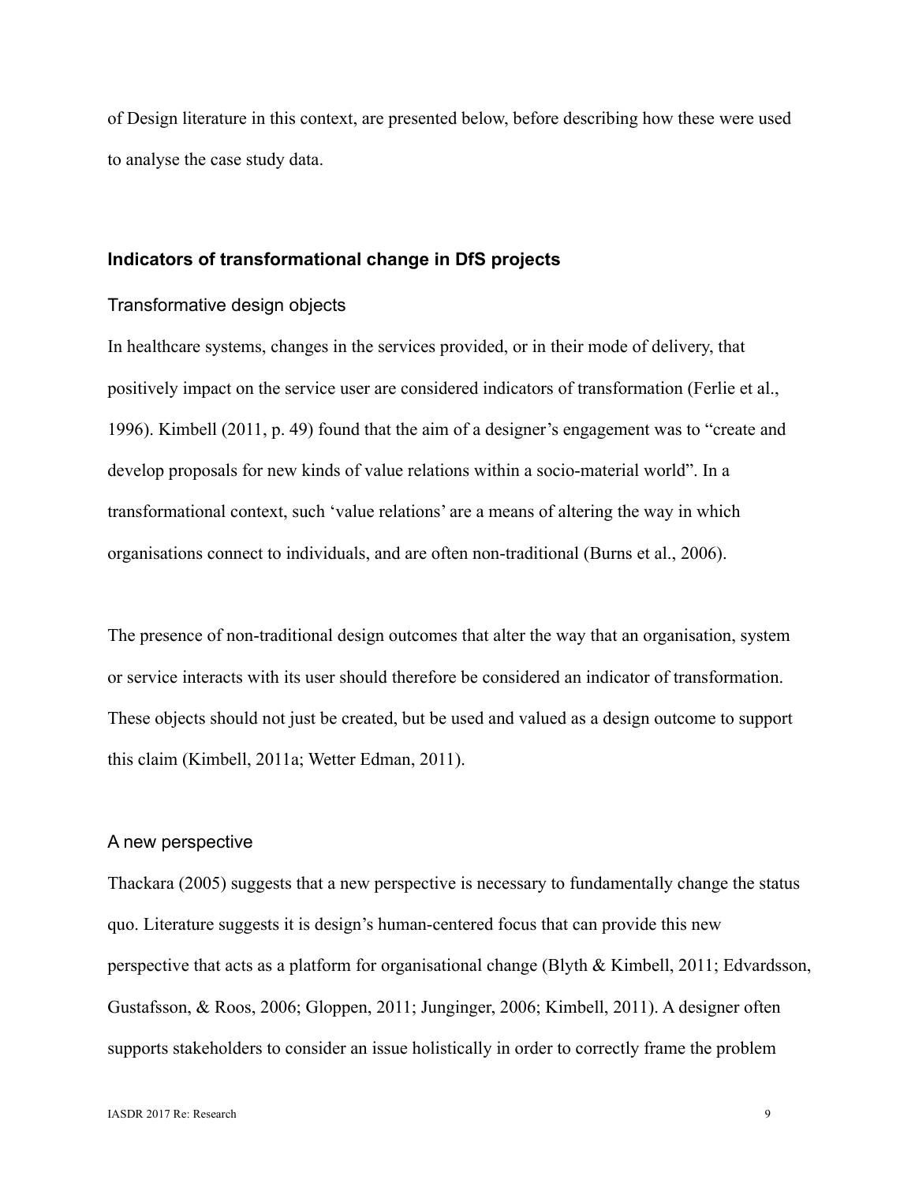of Design literature in this context, are presented below, before describing how these were used to analyse the case study data.

## Indicators of transformational change in DfS projects

### Transformative design objects

In healthcare systems, changes in the services provided, or in their mode of delivery, that positively impact on the service user are considered indicators of transformation (Ferlie et al., 1996). Kimbell (2011, p. 49) found that the aim of a designer's engagement was to "create and develop proposals for new kinds of value relations within a socio-material world". In a transformational context, such 'value relations' are a means of altering the way in which organisations connect to individuals, and are often non-traditional (Burns et al., 2006).

The presence of non-traditional design outcomes that alter the way that an organisation, system or service interacts with its user should therefore be considered an indicator of transformation. These objects should not just be created, but be used and valued as a design outcome to support this claim (Kimbell, 2011a; Wetter Edman, 2011).

### A new perspective

Thackara (2005) suggests that a new perspective is necessary to fundamentally change the status quo. Literature suggests it is design's human-centered focus that can provide this new perspective that acts as a platform for organisational change (Blyth & Kimbell, 2011; Edvardsson, Gustafsson, & Roos, 2006; Gloppen, 2011; Junginger, 2006; Kimbell, 2011). A designer often supports stakeholders to consider an issue holistically in order to correctly frame the problem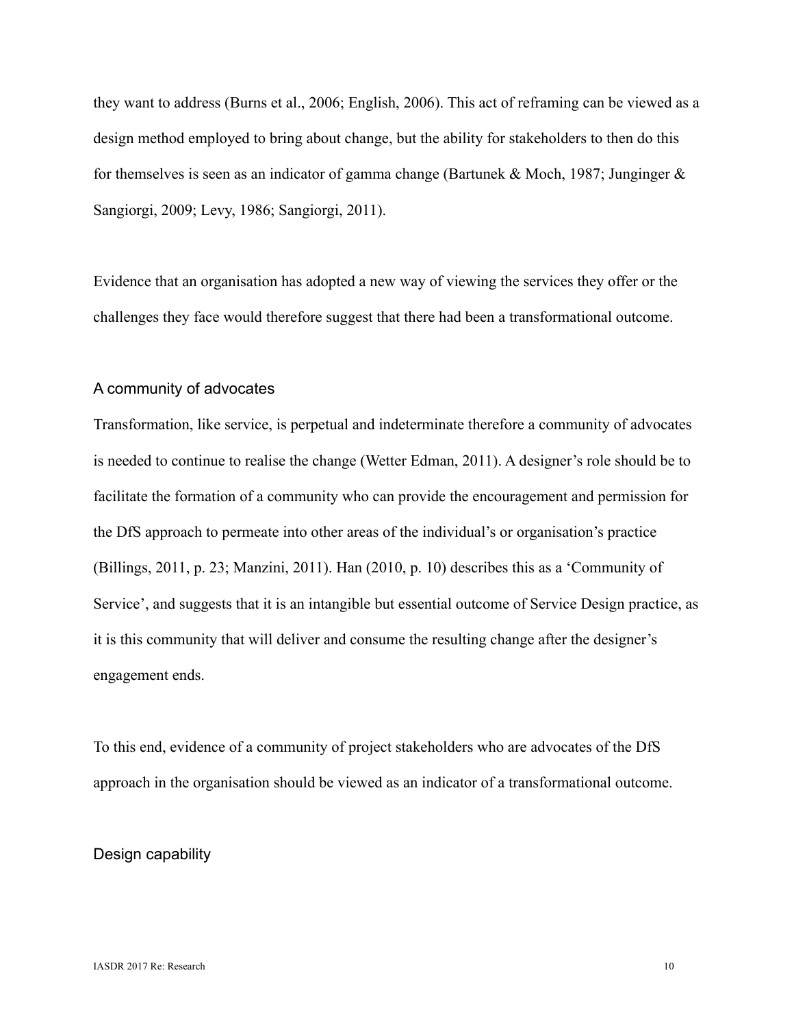they want to address (Burns et al., 2006; English, 2006). This act of reframing can be viewed as a design method employed to bring about change, but the ability for stakeholders to then do this for themselves is seen as an indicator of gamma change (Bartunek & Moch, 1987; Junginger & Sangiorgi, 2009; Levy, 1986; Sangiorgi, 2011).

Evidence that an organisation has adopted a new way of viewing the services they offer or the challenges they face would therefore suggest that there had been a transformational outcome.

### A community of advocates

Transformation, like service, is perpetual and indeterminate therefore a community of advocates is needed to continue to realise the change (Wetter Edman, 2011). A designer's role should be to facilitate the formation of a community who can provide the encouragement and permission for the DfS approach to permeate into other areas of the individual's or organisation's practice (Billings, 2011, p. 23; Manzini, 2011). Han (2010, p. 10) describes this as a 'Community of Service', and suggests that it is an intangible but essential outcome of Service Design practice, as it is this community that will deliver and consume the resulting change after the designer's engagement ends.

To this end, evidence of a community of project stakeholders who are advocates of the DfS approach in the organisation should be viewed as an indicator of a transformational outcome.

### Design capability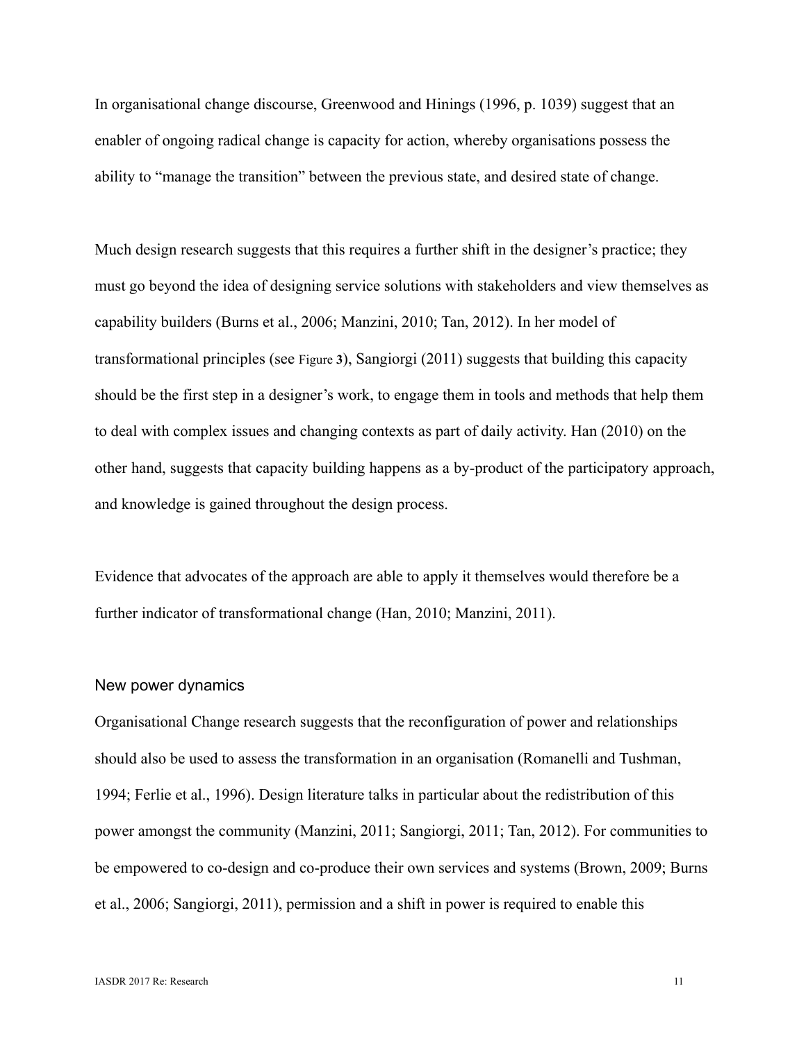In organisational change discourse, Greenwood and Hinings (1996, p. 1039) suggest that an enabler of ongoing radical change is capacity for action, whereby organisations possess the ability to "manage the transition" between the previous state, and desired state of change.

Much design research suggests that this requires a further shift in the designer's practice; they must go beyond the idea of designing service solutions with stakeholders and view themselves as capability builders (Burns et al., 2006; Manzini, 2010; Tan, 2012). In her model of transformational principles (see Figure 3), Sangiorgi (2011) suggests that building this capacity should be the first step in a designer's work, to engage them in tools and methods that help them to deal with complex issues and changing contexts as part of daily activity. Han (2010) on the other hand, suggests that capacity building happens as a by-product of the participatory approach, and knowledge is gained throughout the design process.

Evidence that advocates of the approach are able to apply it themselves would therefore be a further indicator of transformational change (Han, 2010; Manzini, 2011).

### New power dynamics

Organisational Change research suggests that the reconfiguration of power and relationships should also be used to assess the transformation in an organisation (Romanelli and Tushman, 1994; Ferlie et al., 1996). Design literature talks in particular about the redistribution of this power amongst the community (Manzini, 2011; Sangiorgi, 2011; Tan, 2012). For communities to be empowered to co-design and co-produce their own services and systems (Brown, 2009; Burns et al., 2006; Sangiorgi, 2011), permission and a shift in power is required to enable this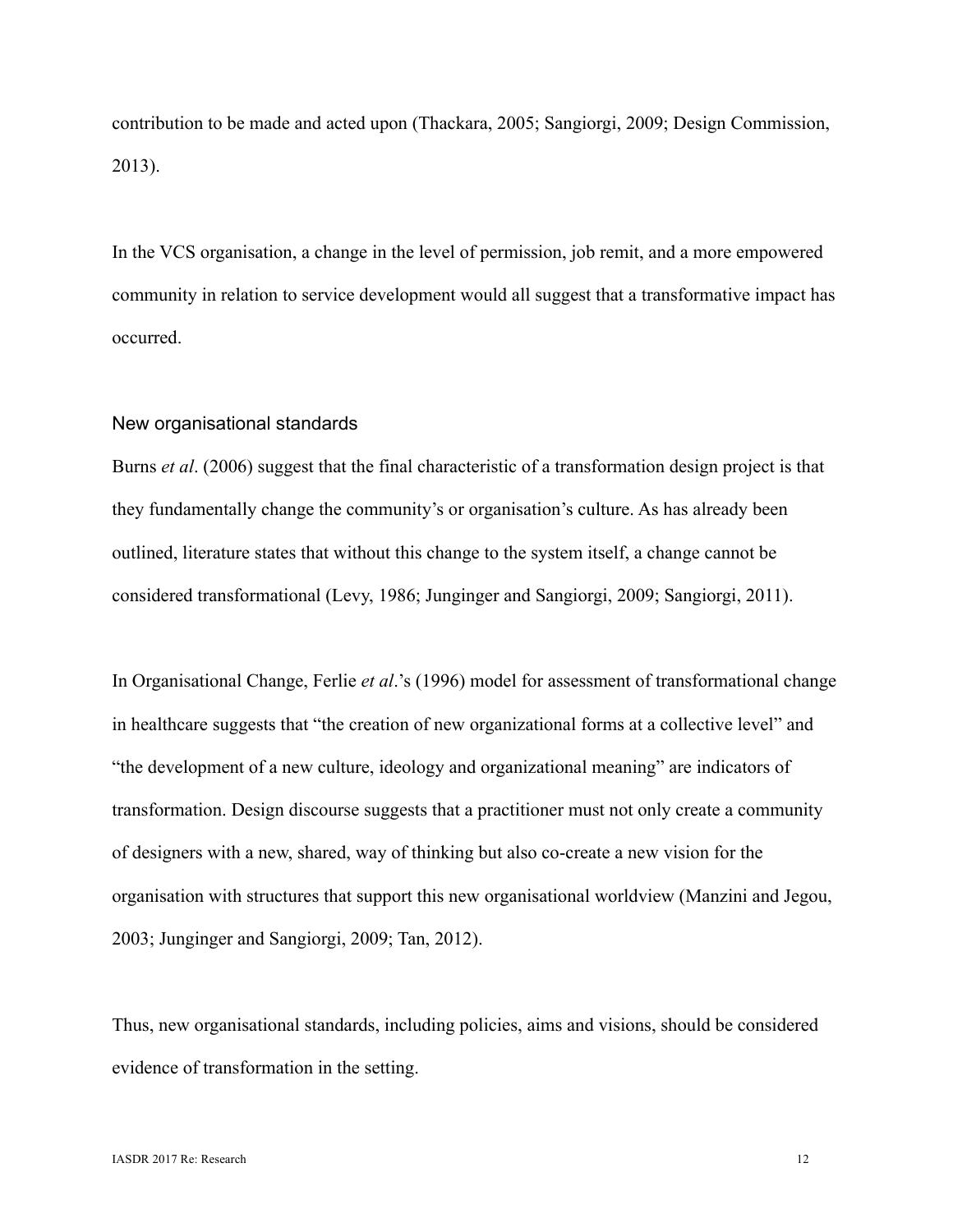contribution to be made and acted upon (Thackara, 2005; Sangiorgi, 2009; Design Commission, 2013).

In the VCS organisation, a change in the level of permission, job remit, and a more empowered community in relation to service development would all suggest that a transformative impact has occurred.

### New organisational standards

Burns *et al*. (2006) suggest that the final characteristic of a transformation design project is that they fundamentally change the community's or organisation's culture. As has already been outlined, literature states that without this change to the system itself, a change cannot be considered transformational (Levy, 1986; Junginger and Sangiorgi, 2009; Sangiorgi, 2011).

In Organisational Change, Ferlie *et al*.'s (1996) model for assessment of transformational change in healthcare suggests that "the creation of new organizational forms at a collective level" and "the development of a new culture, ideology and organizational meaning" are indicators of transformation. Design discourse suggests that a practitioner must not only create a community of designers with a new, shared, way of thinking but also co-create a new vision for the organisation with structures that support this new organisational worldview (Manzini and Jegou, 2003; Junginger and Sangiorgi, 2009; Tan, 2012).

Thus, new organisational standards, including policies, aims and visions, should be considered evidence of transformation in the setting.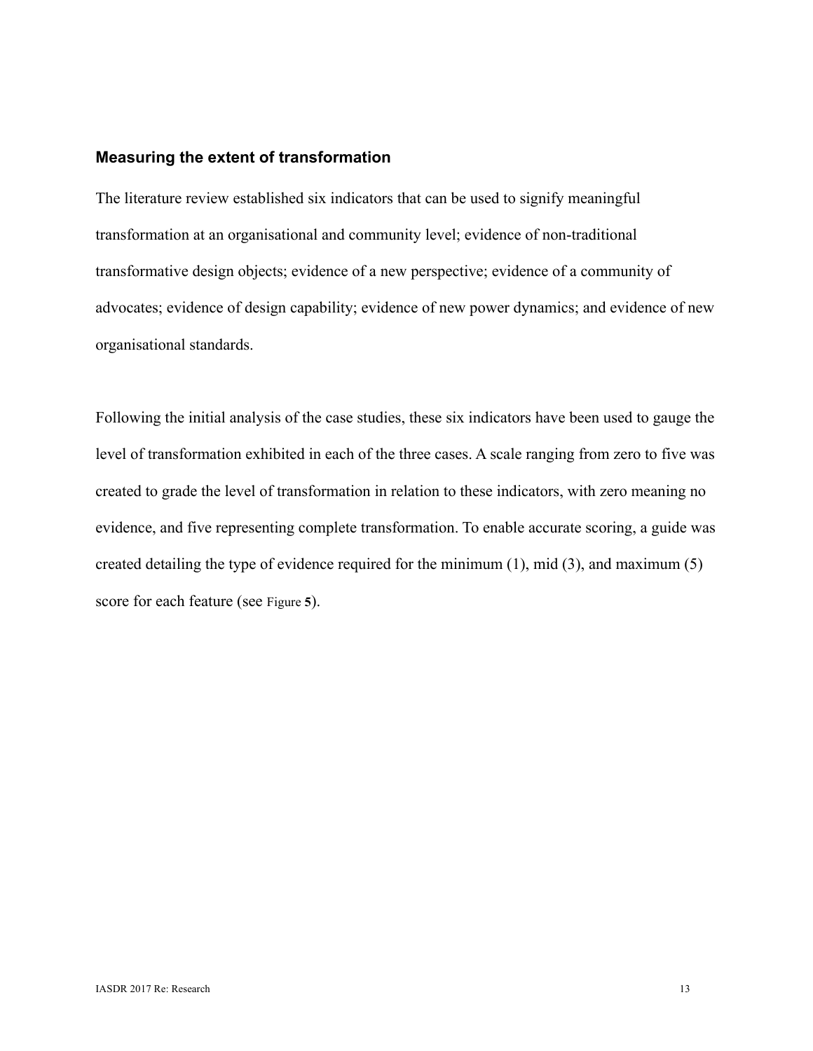### Measuring the extent of transformation

The literature review established six indicators that can be used to signify meaningful transformation at an organisational and community level; evidence of non-traditional transformative design objects; evidence of a new perspective; evidence of a community of advocates; evidence of design capability; evidence of new power dynamics; and evidence of new organisational standards.

Following the initial analysis of the case studies, these six indicators have been used to gauge the level of transformation exhibited in each of the three cases. A scale ranging from zero to five was created to grade the level of transformation in relation to these indicators, with zero meaning no evidence, and five representing complete transformation. To enable accurate scoring, a guide was created detailing the type of evidence required for the minimum (1), mid (3), and maximum (5) score for each feature (see Figure **5**).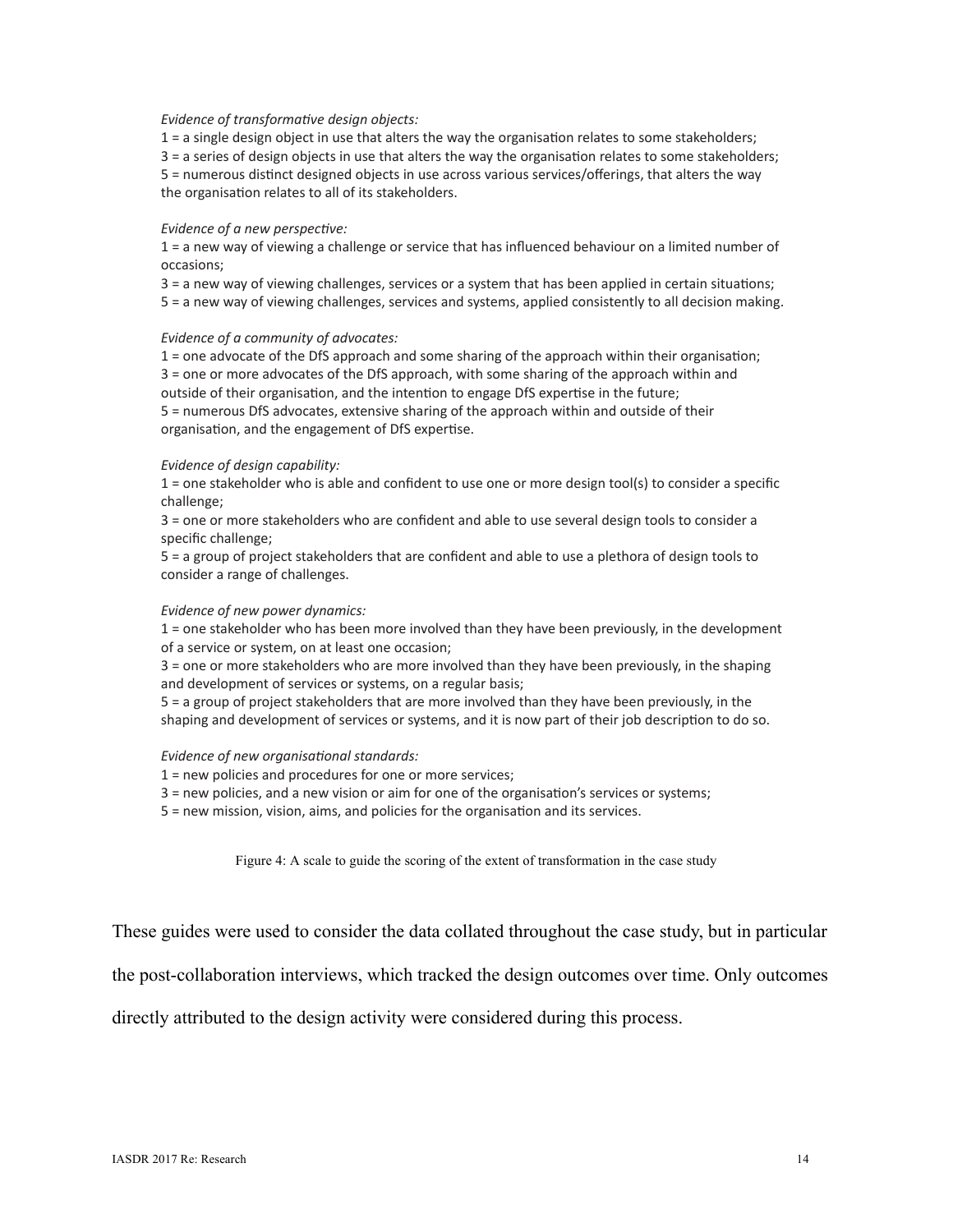*Evidence of transformative design objects:*

1 = a single design object in use that alters the way the organisation relates to some stakeholders;
3 = a series of design objects in use that alters the way the organisation relates to some stakeholders;
5 = numerous distinct designed objects in use across various services/offerings, that alters the way the organisation relates to all of its stakeholders.

*Evidence of a new perspective:*

1 = a new way of viewing a challenge or service that has influenced behaviour on a limited number of occasions;
3 = a new way of viewing challenges, services or a system that has been applied in certain situations;
5 = a new way of viewing challenges, services and systems, applied consistently to all decision making.

*Evidence of a community of advocates:*

1 = one advocate of the DfS approach and some sharing of the approach within their organisation;
3 = one or more advocates of the DfS approach, with some sharing of the approach within and outside of their organisation, and the intention to engage DfS expertise in the future;
5 = numerous DfS advocates, extensive sharing of the approach within and outside of their organisation, and the engagement of DfS expertise.

*Evidence of design capability:*

1 = one stakeholder who is able and confident to use one or more design tool(s) to consider a specific challenge;
3 = one or more stakeholders who are confident and able to use several design tools to consider a specific challenge;
5 = a group of project stakeholders that are confident and able to use a plethora of design tools to consider a range of challenges.

*Evidence of new power dynamics:*

1 = one stakeholder who has been more involved than they have been previously, in the development of a service or system, on at least one occasion;
3 = one or more stakeholders who are more involved than they have been previously, in the shaping and development of services or systems, on a regular basis;
5 = a group of project stakeholders that are more involved than they have been previously, in the shaping and development of services or systems, and it is now part of their job description to do so.

*Evidence of new organisational standards:*

1 = new policies and procedures for one or more services;
3 = new policies, and a new vision or aim for one of the organisation's services or systems;
5 = new mission, vision, aims, and policies for the organisation and its services.

Figure 4: A scale to guide the scoring of the extent of transformation in the case study

These guides were used to consider the data collated throughout the case study, but in particular the post-collaboration interviews, which tracked the design outcomes over time. Only outcomes directly attributed to the design activity were considered during this process.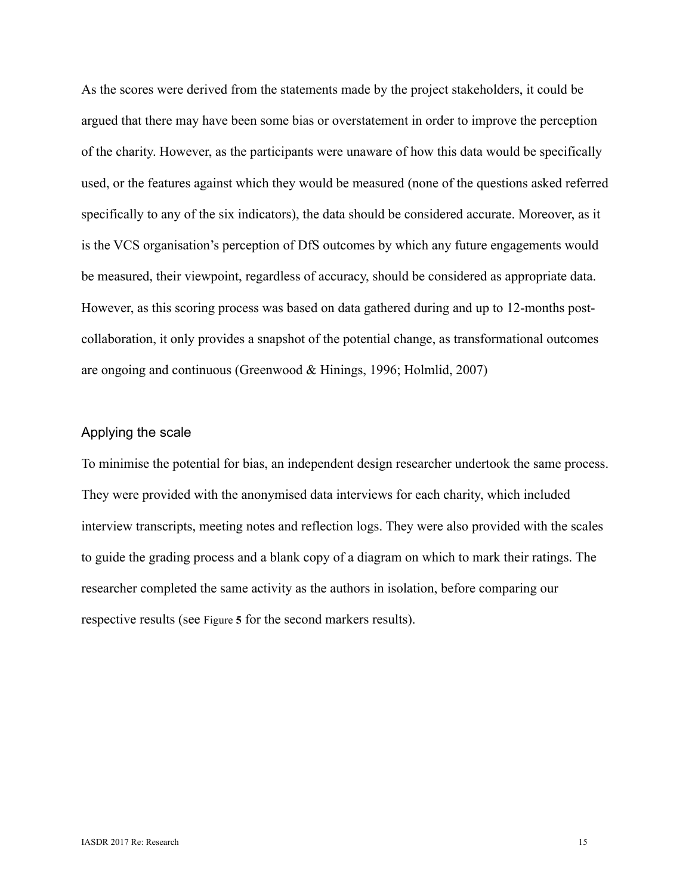As the scores were derived from the statements made by the project stakeholders, it could be argued that there may have been some bias or overstatement in order to improve the perception of the charity. However, as the participants were unaware of how this data would be specifically used, or the features against which they would be measured (none of the questions asked referred specifically to any of the six indicators), the data should be considered accurate. Moreover, as it is the VCS organisation's perception of DfS outcomes by which any future engagements would be measured, their viewpoint, regardless of accuracy, should be considered as appropriate data. However, as this scoring process was based on data gathered during and up to 12-months post-collaboration, it only provides a snapshot of the potential change, as transformational outcomes are ongoing and continuous (Greenwood & Hinings, 1996; Holmlid, 2007)

## Applying the scale

To minimise the potential for bias, an independent design researcher undertook the same process. They were provided with the anonymised data interviews for each charity, which included interview transcripts, meeting notes and reflection logs. They were also provided with the scales to guide the grading process and a blank copy of a diagram on which to mark their ratings. The researcher completed the same activity as the authors in isolation, before comparing our respective results (see Figure **5** for the second markers results).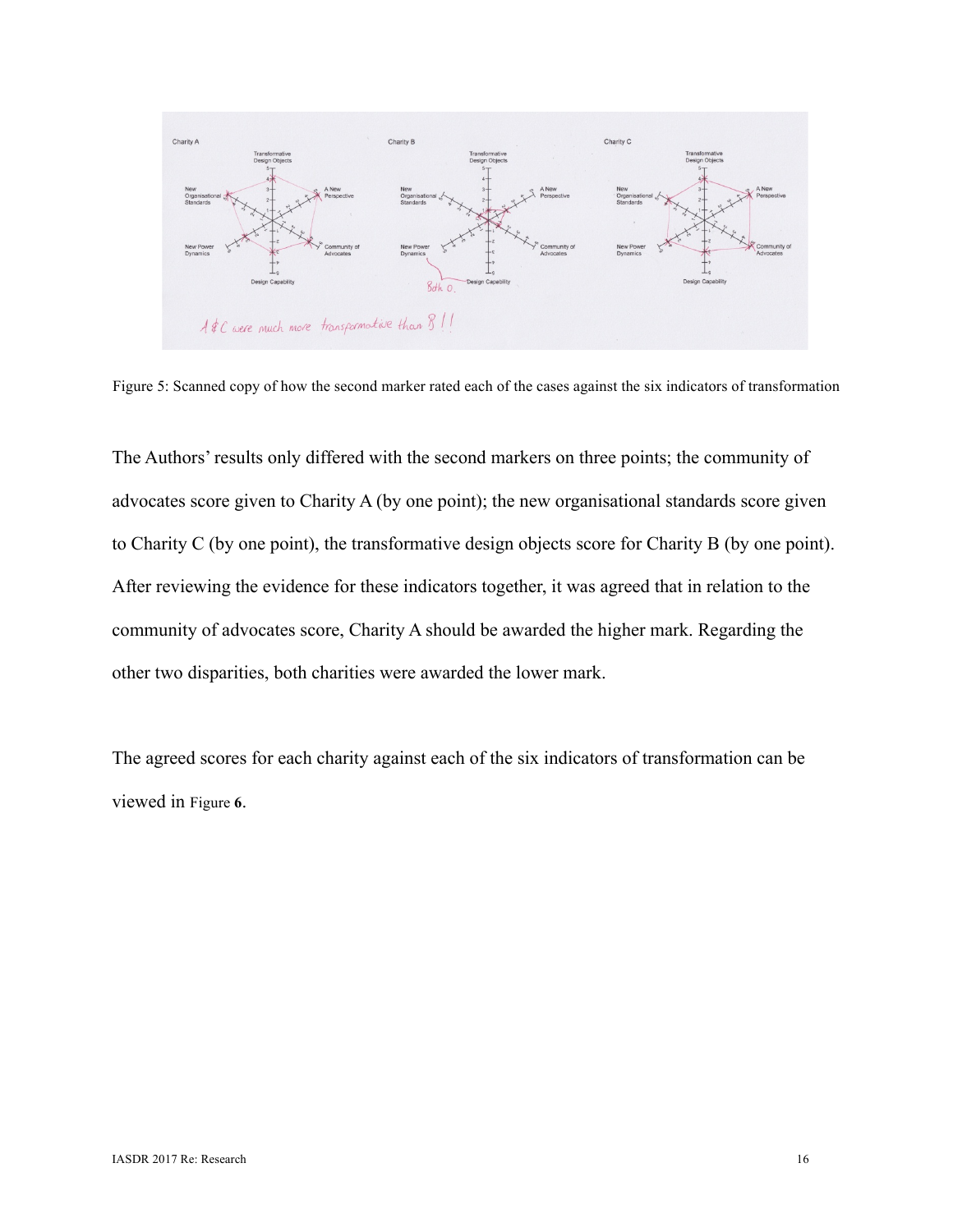Figure 5: Scanned copy of how the second marker rated each of the cases against the six indicators of transformation

The Authors' results only differed with the second markers on three points; the community of advocates score given to Charity A (by one point); the new organisational standards score given to Charity C (by one point), the transformative design objects score for Charity B (by one point). After reviewing the evidence for these indicators together, it was agreed that in relation to the community of advocates score, Charity A should be awarded the higher mark. Regarding the other two disparities, both charities were awarded the lower mark.

The agreed scores for each charity against each of the six indicators of transformation can be viewed in Figure **6**.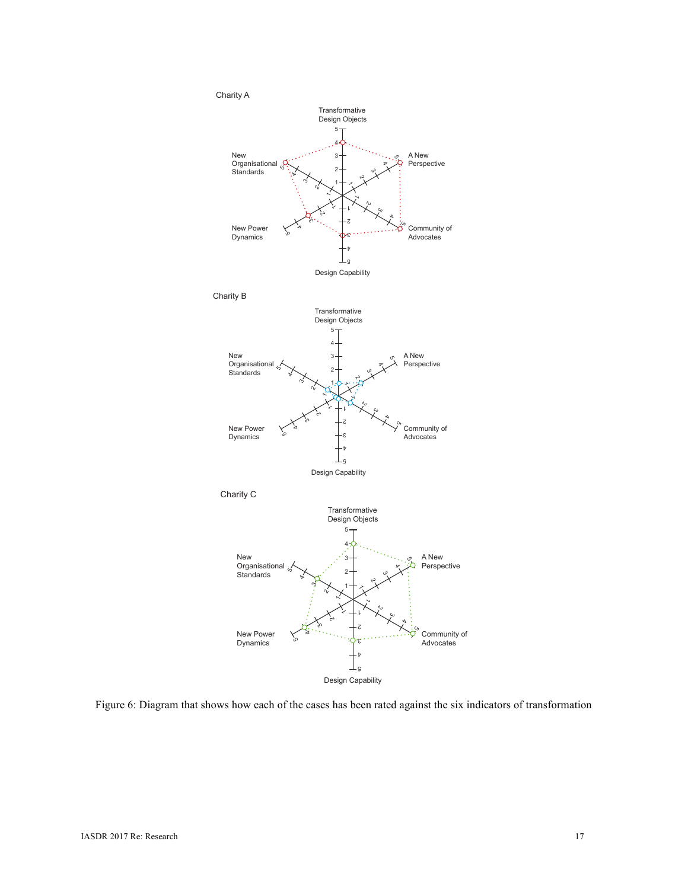Charity A

Charity B

Charity C

Figure 6: Diagram that shows how each of the cases has been rated against the six indicators of transformation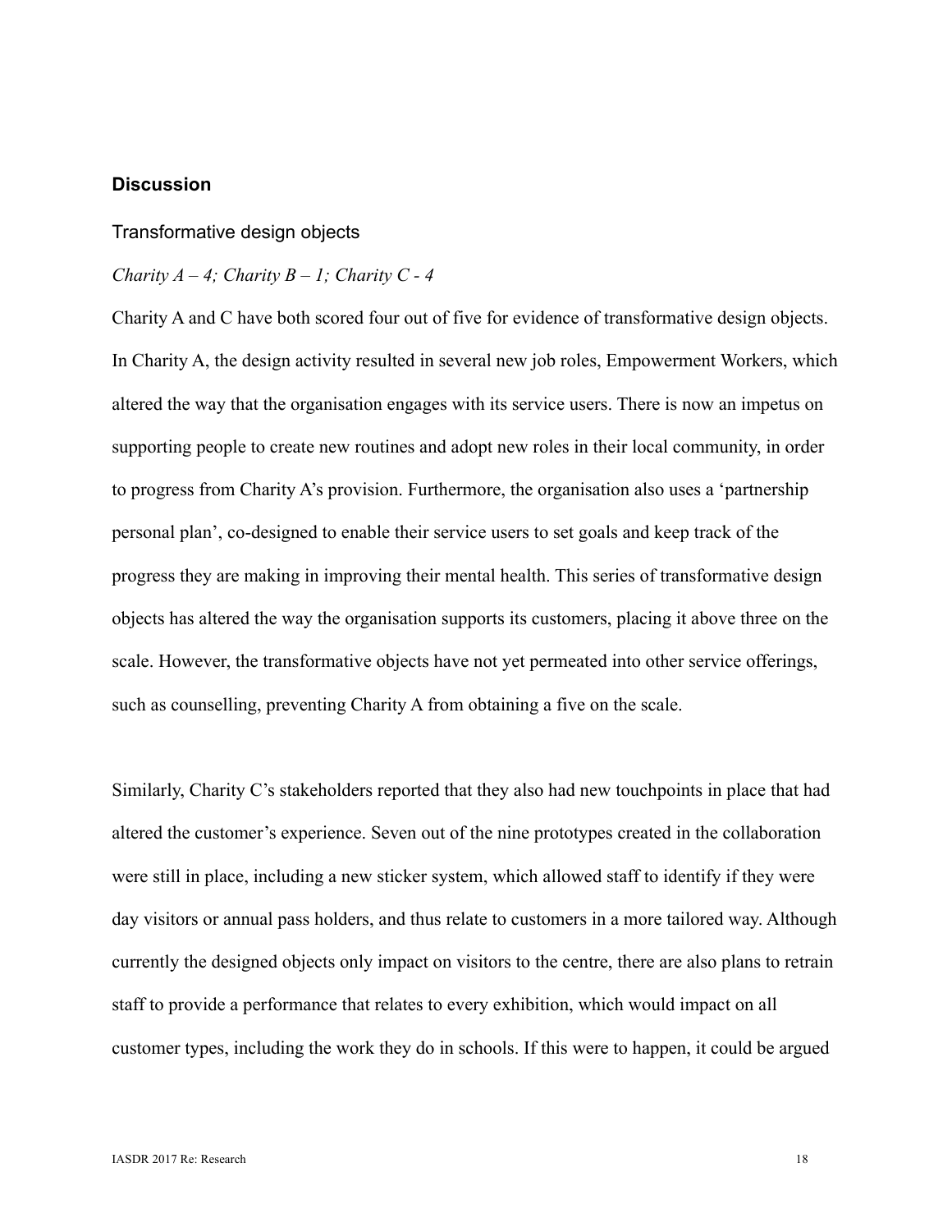## Discussion

### Transformative design objects

*Charity A – 4; Charity B – 1; Charity C - 4*

Charity A and C have both scored four out of five for evidence of transformative design objects. In Charity A, the design activity resulted in several new job roles, Empowerment Workers, which altered the way that the organisation engages with its service users. There is now an impetus on supporting people to create new routines and adopt new roles in their local community, in order to progress from Charity A's provision. Furthermore, the organisation also uses a 'partnership personal plan', co-designed to enable their service users to set goals and keep track of the progress they are making in improving their mental health. This series of transformative design objects has altered the way the organisation supports its customers, placing it above three on the scale. However, the transformative objects have not yet permeated into other service offerings, such as counselling, preventing Charity A from obtaining a five on the scale.

Similarly, Charity C's stakeholders reported that they also had new touchpoints in place that had altered the customer's experience. Seven out of the nine prototypes created in the collaboration were still in place, including a new sticker system, which allowed staff to identify if they were day visitors or annual pass holders, and thus relate to customers in a more tailored way. Although currently the designed objects only impact on visitors to the centre, there are also plans to retrain staff to provide a performance that relates to every exhibition, which would impact on all customer types, including the work they do in schools. If this were to happen, it could be argued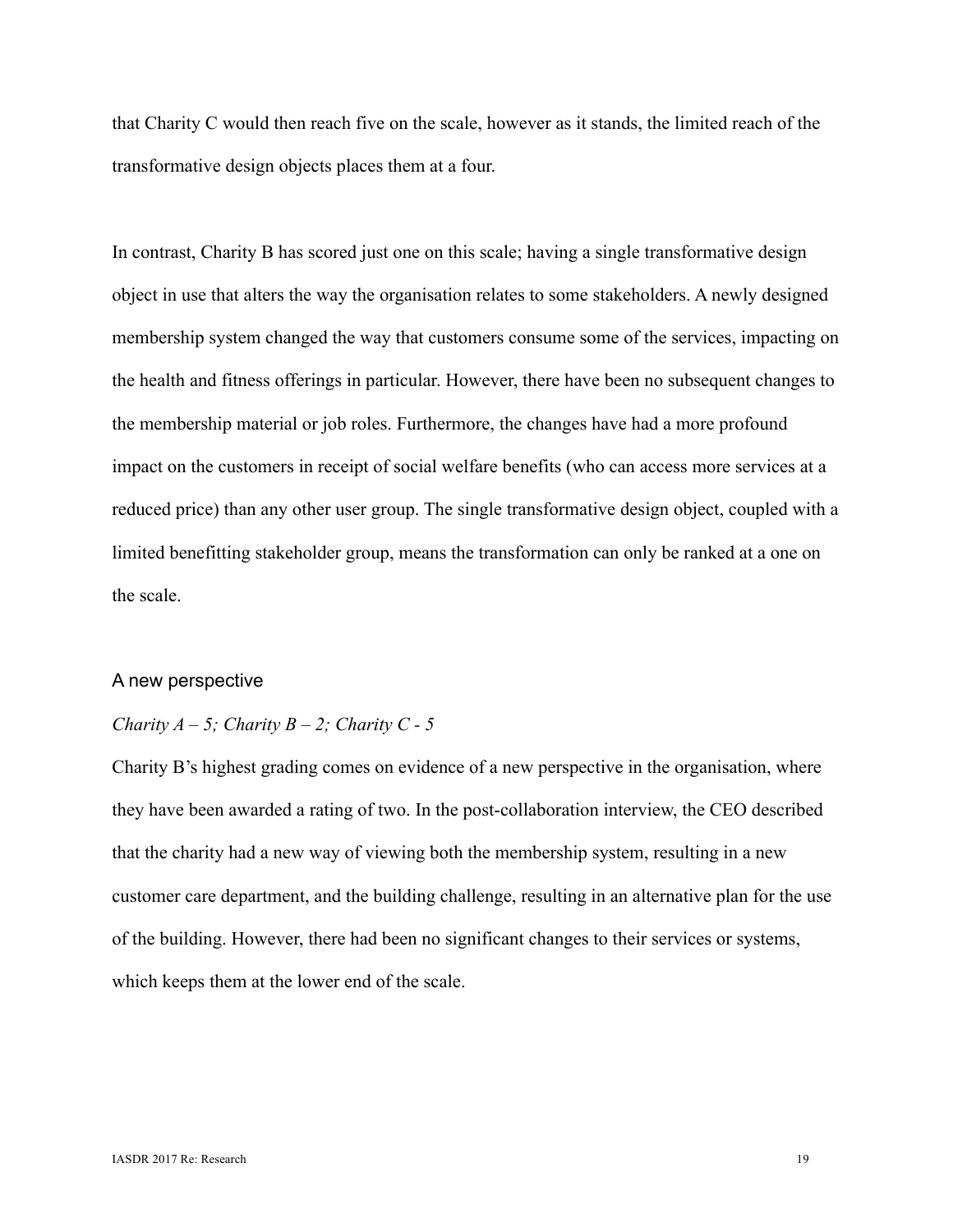that Charity C would then reach five on the scale, however as it stands, the limited reach of the transformative design objects places them at a four.

In contrast, Charity B has scored just one on this scale; having a single transformative design object in use that alters the way the organisation relates to some stakeholders. A newly designed membership system changed the way that customers consume some of the services, impacting on the health and fitness offerings in particular. However, there have been no subsequent changes to the membership material or job roles. Furthermore, the changes have had a more profound impact on the customers in receipt of social welfare benefits (who can access more services at a reduced price) than any other user group. The single transformative design object, coupled with a limited benefitting stakeholder group, means the transformation can only be ranked at a one on the scale.

### A new perspective

*Charity A – 5; Charity B – 2; Charity C - 5*

Charity B's highest grading comes on evidence of a new perspective in the organisation, where they have been awarded a rating of two. In the post-collaboration interview, the CEO described that the charity had a new way of viewing both the membership system, resulting in a new customer care department, and the building challenge, resulting in an alternative plan for the use of the building. However, there had been no significant changes to their services or systems, which keeps them at the lower end of the scale.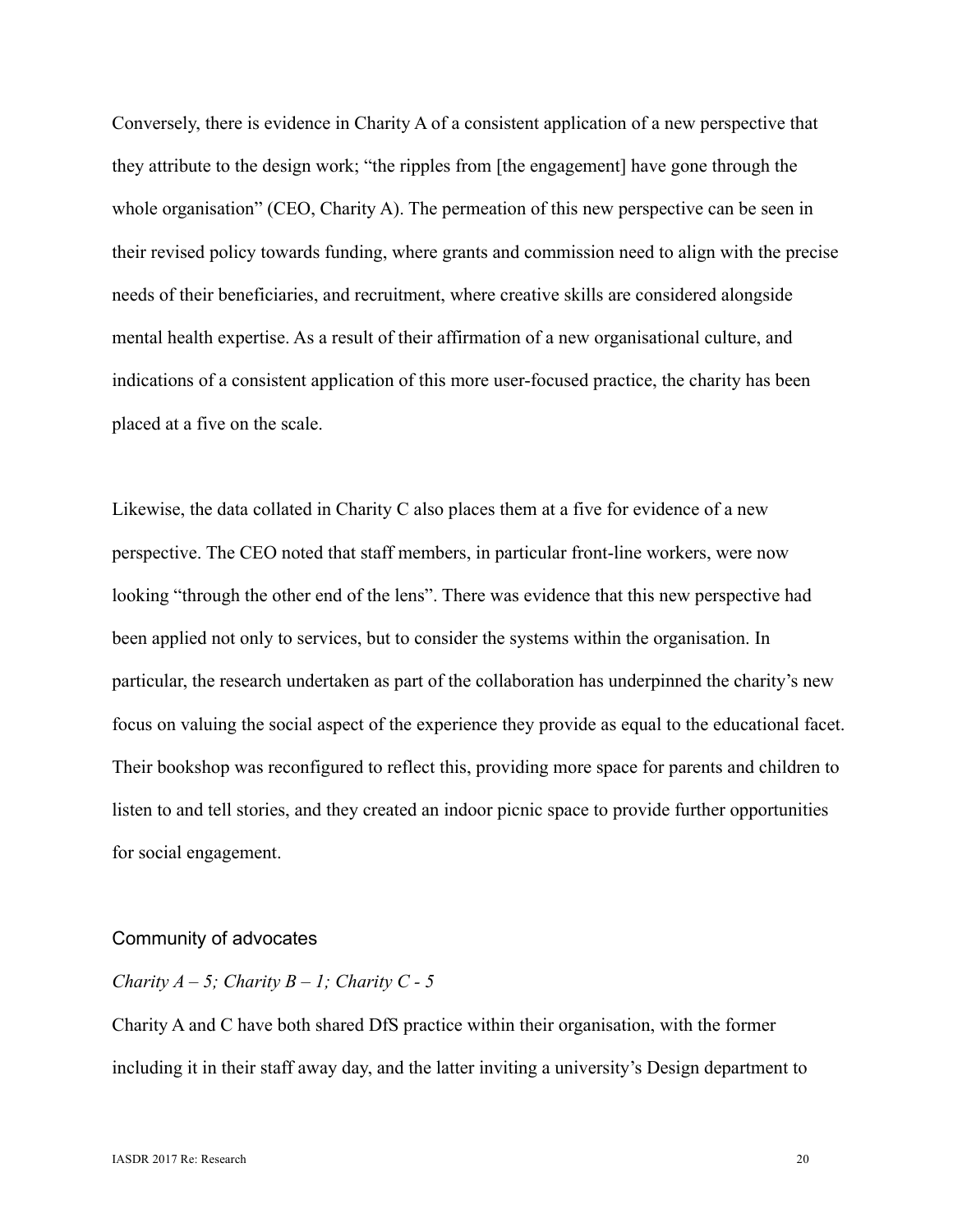Conversely, there is evidence in Charity A of a consistent application of a new perspective that they attribute to the design work; "the ripples from [the engagement] have gone through the whole organisation" (CEO, Charity A). The permeation of this new perspective can be seen in their revised policy towards funding, where grants and commission need to align with the precise needs of their beneficiaries, and recruitment, where creative skills are considered alongside mental health expertise. As a result of their affirmation of a new organisational culture, and indications of a consistent application of this more user-focused practice, the charity has been placed at a five on the scale.

Likewise, the data collated in Charity C also places them at a five for evidence of a new perspective. The CEO noted that staff members, in particular front-line workers, were now looking "through the other end of the lens". There was evidence that this new perspective had been applied not only to services, but to consider the systems within the organisation. In particular, the research undertaken as part of the collaboration has underpinned the charity's new focus on valuing the social aspect of the experience they provide as equal to the educational facet. Their bookshop was reconfigured to reflect this, providing more space for parents and children to listen to and tell stories, and they created an indoor picnic space to provide further opportunities for social engagement.

### Community of advocates

*Charity A – 5; Charity B – 1; Charity C - 5*

Charity A and C have both shared DfS practice within their organisation, with the former including it in their staff away day, and the latter inviting a university's Design department to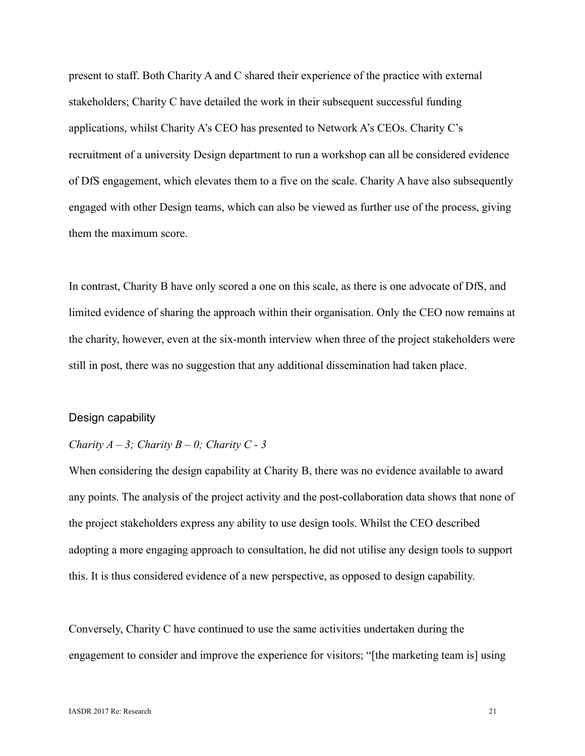present to staff. Both Charity A and C shared their experience of the practice with external stakeholders; Charity C have detailed the work in their subsequent successful funding applications, whilst Charity A's CEO has presented to Network A's CEOs. Charity C's recruitment of a university Design department to run a workshop can all be considered evidence of DfS engagement, which elevates them to a five on the scale. Charity A have also subsequently engaged with other Design teams, which can also be viewed as further use of the process, giving them the maximum score.

In contrast, Charity B have only scored a one on this scale, as there is one advocate of DfS, and limited evidence of sharing the approach within their organisation. Only the CEO now remains at the charity, however, even at the six-month interview when three of the project stakeholders were still in post, there was no suggestion that any additional dissemination had taken place.

### Design capability

*Charity A – 3; Charity B – 0; Charity C - 3*

When considering the design capability at Charity B, there was no evidence available to award any points. The analysis of the project activity and the post-collaboration data shows that none of the project stakeholders express any ability to use design tools. Whilst the CEO described adopting a more engaging approach to consultation, he did not utilise any design tools to support this. It is thus considered evidence of a new perspective, as opposed to design capability.

Conversely, Charity C have continued to use the same activities undertaken during the engagement to consider and improve the experience for visitors; "[the marketing team is] using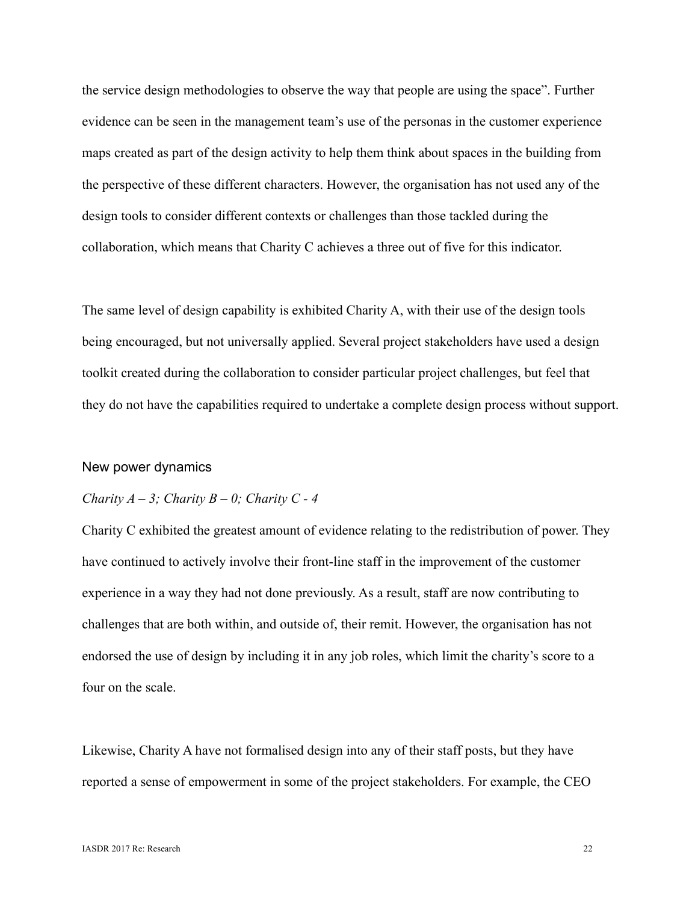the service design methodologies to observe the way that people are using the space". Further evidence can be seen in the management team's use of the personas in the customer experience maps created as part of the design activity to help them think about spaces in the building from the perspective of these different characters. However, the organisation has not used any of the design tools to consider different contexts or challenges than those tackled during the collaboration, which means that Charity C achieves a three out of five for this indicator.

The same level of design capability is exhibited Charity A, with their use of the design tools being encouraged, but not universally applied. Several project stakeholders have used a design toolkit created during the collaboration to consider particular project challenges, but feel that they do not have the capabilities required to undertake a complete design process without support.

### New power dynamics

*Charity A – 3; Charity B – 0; Charity C - 4*

Charity C exhibited the greatest amount of evidence relating to the redistribution of power. They have continued to actively involve their front-line staff in the improvement of the customer experience in a way they had not done previously. As a result, staff are now contributing to challenges that are both within, and outside of, their remit. However, the organisation has not endorsed the use of design by including it in any job roles, which limit the charity's score to a four on the scale.

Likewise, Charity A have not formalised design into any of their staff posts, but they have reported a sense of empowerment in some of the project stakeholders. For example, the CEO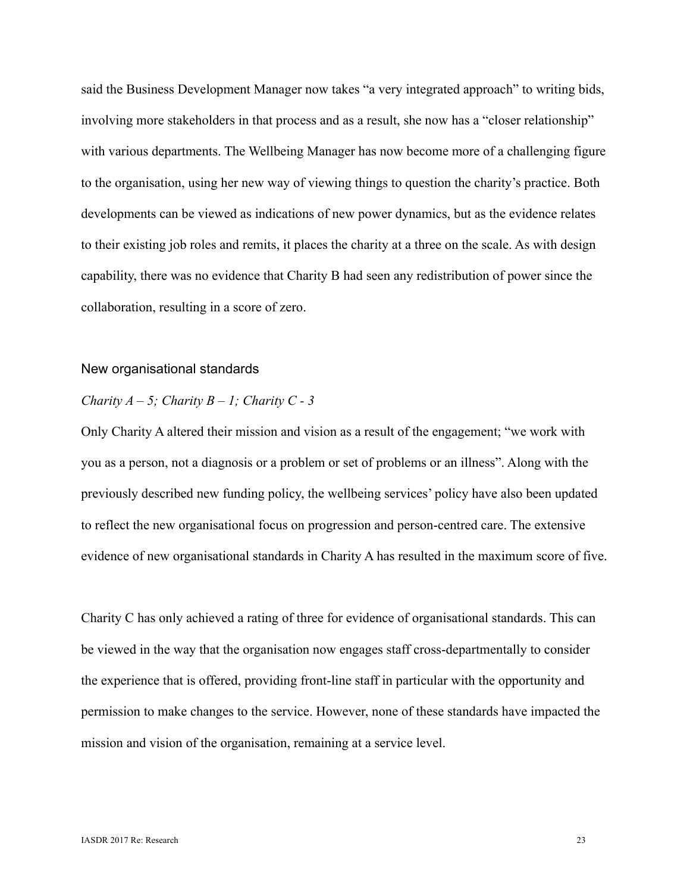said the Business Development Manager now takes “a very integrated approach” to writing bids, involving more stakeholders in that process and as a result, she now has a “closer relationship” with various departments. The Wellbeing Manager has now become more of a challenging figure to the organisation, using her new way of viewing things to question the charity’s practice. Both developments can be viewed as indications of new power dynamics, but as the evidence relates to their existing job roles and remits, it places the charity at a three on the scale. As with design capability, there was no evidence that Charity B had seen any redistribution of power since the collaboration, resulting in a score of zero.

### New organisational standards

*Charity A – 5; Charity B – 1; Charity C - 3*

Only Charity A altered their mission and vision as a result of the engagement; “we work with you as a person, not a diagnosis or a problem or set of problems or an illness”. Along with the previously described new funding policy, the wellbeing services’ policy have also been updated to reflect the new organisational focus on progression and person-centred care. The extensive evidence of new organisational standards in Charity A has resulted in the maximum score of five.

Charity C has only achieved a rating of three for evidence of organisational standards. This can be viewed in the way that the organisation now engages staff cross-departmentally to consider the experience that is offered, providing front-line staff in particular with the opportunity and permission to make changes to the service. However, none of these standards have impacted the mission and vision of the organisation, remaining at a service level.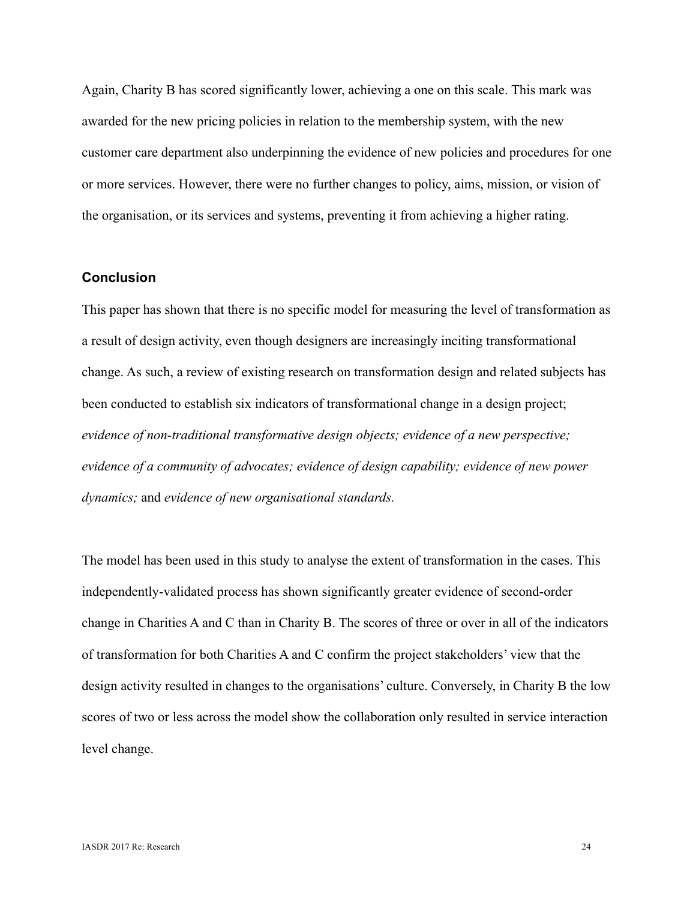Again, Charity B has scored significantly lower, achieving a one on this scale. This mark was awarded for the new pricing policies in relation to the membership system, with the new customer care department also underpinning the evidence of new policies and procedures for one or more services. However, there were no further changes to policy, aims, mission, or vision of the organisation, or its services and systems, preventing it from achieving a higher rating.

### Conclusion

This paper has shown that there is no specific model for measuring the level of transformation as a result of design activity, even though designers are increasingly inciting transformational change. As such, a review of existing research on transformation design and related subjects has been conducted to establish six indicators of transformational change in a design project; *evidence of non-traditional transformative design objects; evidence of a new perspective; evidence of a community of advocates; evidence of design capability; evidence of new power dynamics;* and *evidence of new organisational standards.*

The model has been used in this study to analyse the extent of transformation in the cases. This independently-validated process has shown significantly greater evidence of second-order change in Charities A and C than in Charity B. The scores of three or over in all of the indicators of transformation for both Charities A and C confirm the project stakeholders' view that the design activity resulted in changes to the organisations' culture. Conversely, in Charity B the low scores of two or less across the model show the collaboration only resulted in service interaction level change.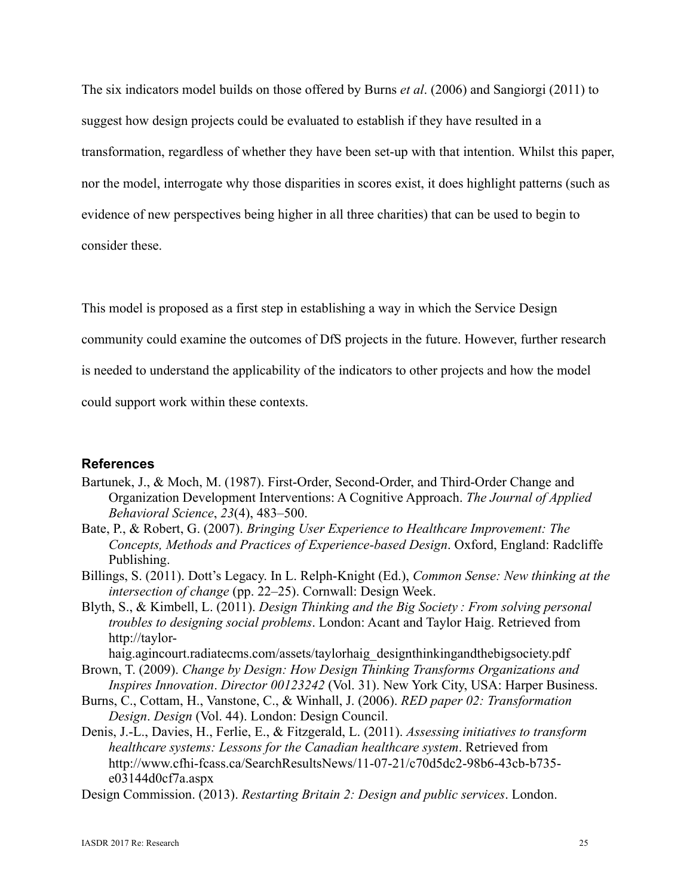The six indicators model builds on those offered by Burns *et al*. (2006) and Sangiorgi (2011) to suggest how design projects could be evaluated to establish if they have resulted in a transformation, regardless of whether they have been set-up with that intention. Whilst this paper, nor the model, interrogate why those disparities in scores exist, it does highlight patterns (such as evidence of new perspectives being higher in all three charities) that can be used to begin to consider these.

This model is proposed as a first step in establishing a way in which the Service Design community could examine the outcomes of DfS projects in the future. However, further research is needed to understand the applicability of the indicators to other projects and how the model could support work within these contexts.

## References

Bartunek, J., & Moch, M. (1987). First-Order, Second-Order, and Third-Order Change and Organization Development Interventions: A Cognitive Approach. *The Journal of Applied Behavioral Science*, *23*(4), 483–500.

Bate, P., & Robert, G. (2007). *Bringing User Experience to Healthcare Improvement: The Concepts, Methods and Practices of Experience-based Design*. Oxford, England: Radcliffe Publishing.

Billings, S. (2011). Dott's Legacy. In L. Relph-Knight (Ed.), *Common Sense: New thinking at the intersection of change* (pp. 22–25). Cornwall: Design Week.

Blyth, S., & Kimbell, L. (2011). *Design Thinking and the Big Society : From solving personal troubles to designing social problems*. London: Acant and Taylor Haig. Retrieved from http://taylor-haig.agincourt.radiatecms.com/assets/taylorhaig_designthinkingandthebigsociety.pdf

Brown, T. (2009). *Change by Design: How Design Thinking Transforms Organizations and Inspires Innovation*. *Director 00123242* (Vol. 31). New York City, USA: Harper Business.

Burns, C., Cottam, H., Vanstone, C., & Winhall, J. (2006). *RED paper 02: Transformation Design*. *Design* (Vol. 44). London: Design Council.

Denis, J.-L., Davies, H., Ferlie, E., & Fitzgerald, L. (2011). *Assessing initiatives to transform healthcare systems: Lessons for the Canadian healthcare system*. Retrieved from http://www.cfhi-fcass.ca/SearchResultsNews/11-07-21/c70d5dc2-98b6-43cb-b735-e03144d0cf7a.aspx

Design Commission. (2013). *Restarting Britain 2: Design and public services*. London.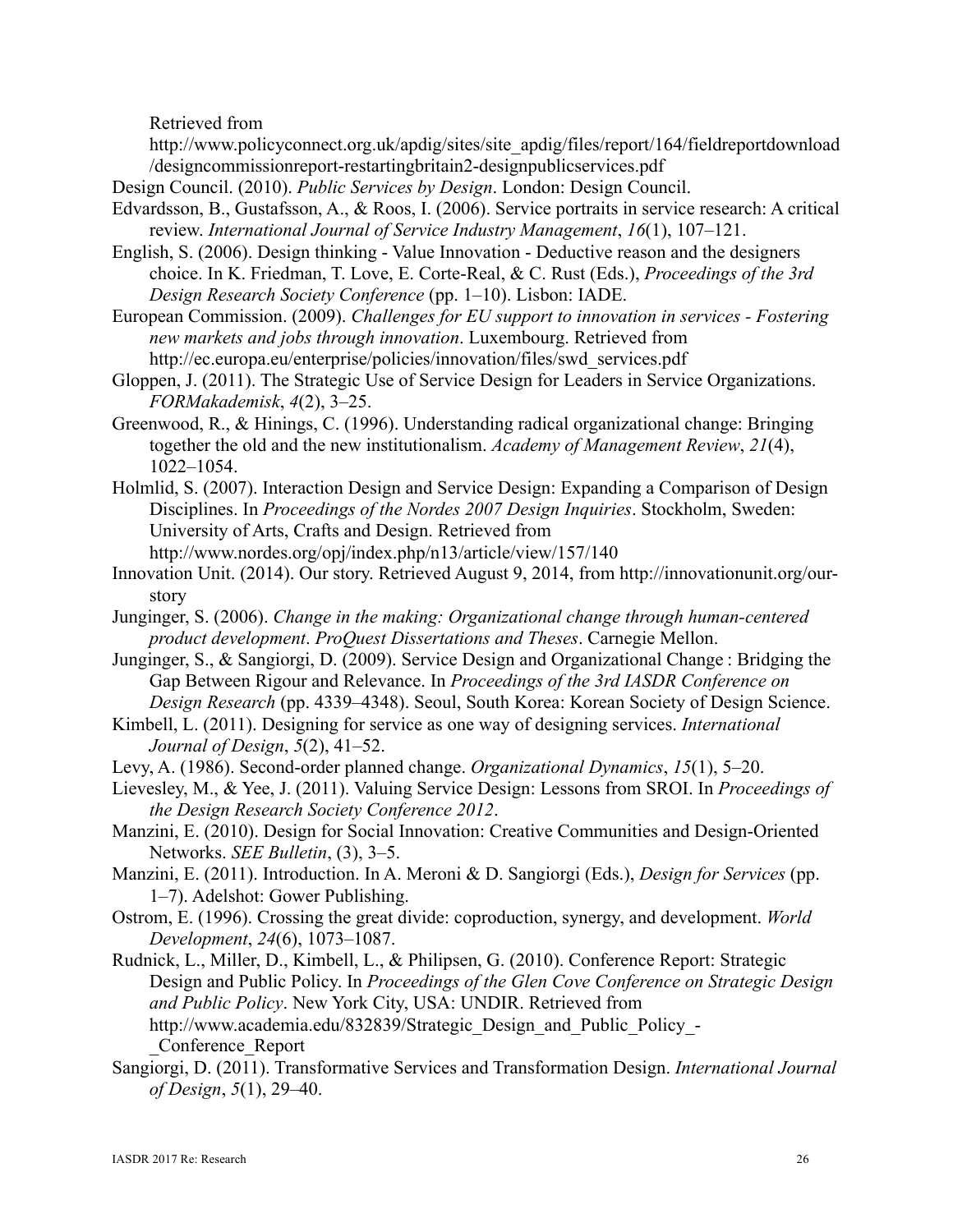Retrieved from http://www.policyconnect.org.uk/apdig/sites/site_apdig/files/report/164/fieldreportdownload/designcommissionreport-restartingbritain2-designpublicservices.pdf

Design Council. (2010). *Public Services by Design*. London: Design Council.

Edvardsson, B., Gustafsson, A., & Roos, I. (2006). Service portraits in service research: A critical review. *International Journal of Service Industry Management*, *16*(1), 107–121.

English, S. (2006). Design thinking - Value Innovation - Deductive reason and the designers choice. In K. Friedman, T. Love, E. Corte-Real, & C. Rust (Eds.), *Proceedings of the 3rd Design Research Society Conference* (pp. 1–10). Lisbon: IADE.

European Commission. (2009). *Challenges for EU support to innovation in services - Fostering new markets and jobs through innovation*. Luxembourg. Retrieved from http://ec.europa.eu/enterprise/policies/innovation/files/swd_services.pdf

Gloppen, J. (2011). The Strategic Use of Service Design for Leaders in Service Organizations. *FORMakademisk*, *4*(2), 3–25.

Greenwood, R., & Hinings, C. (1996). Understanding radical organizational change: Bringing together the old and the new institutionalism. *Academy of Management Review*, *21*(4), 1022–1054.

Holmlid, S. (2007). Interaction Design and Service Design: Expanding a Comparison of Design Disciplines. In *Proceedings of the Nordes 2007 Design Inquiries*. Stockholm, Sweden: University of Arts, Crafts and Design. Retrieved from http://www.nordes.org/opj/index.php/n13/article/view/157/140

Innovation Unit. (2014). Our story. Retrieved August 9, 2014, from http://innovationunit.org/our-story

Junginger, S. (2006). *Change in the making: Organizational change through human-centered product development*. *ProQuest Dissertations and Theses*. Carnegie Mellon.

Junginger, S., & Sangiorgi, D. (2009). Service Design and Organizational Change : Bridging the Gap Between Rigour and Relevance. In *Proceedings of the 3rd IASDR Conference on Design Research* (pp. 4339–4348). Seoul, South Korea: Korean Society of Design Science.

Kimbell, L. (2011). Designing for service as one way of designing services. *International Journal of Design*, *5*(2), 41–52.

Levy, A. (1986). Second-order planned change. *Organizational Dynamics*, *15*(1), 5–20.

Lievesley, M., & Yee, J. (2011). Valuing Service Design: Lessons from SROI. In *Proceedings of the Design Research Society Conference 2012*.

Manzini, E. (2010). Design for Social Innovation: Creative Communities and Design-Oriented Networks. *SEE Bulletin*, (3), 3–5.

Manzini, E. (2011). Introduction. In A. Meroni & D. Sangiorgi (Eds.), *Design for Services* (pp. 1–7). Adelshot: Gower Publishing.

Ostrom, E. (1996). Crossing the great divide: coproduction, synergy, and development. *World Development*, *24*(6), 1073–1087.

Rudnick, L., Miller, D., Kimbell, L., & Philipsen, G. (2010). Conference Report: Strategic Design and Public Policy. In *Proceedings of the Glen Cove Conference on Strategic Design and Public Policy*. New York City, USA: UNDIR. Retrieved from http://www.academia.edu/832839/Strategic_Design_and_Public_Policy_-_Conference_Report

Sangiorgi, D. (2011). Transformative Services and Transformation Design. *International Journal of Design*, *5*(1), 29–40.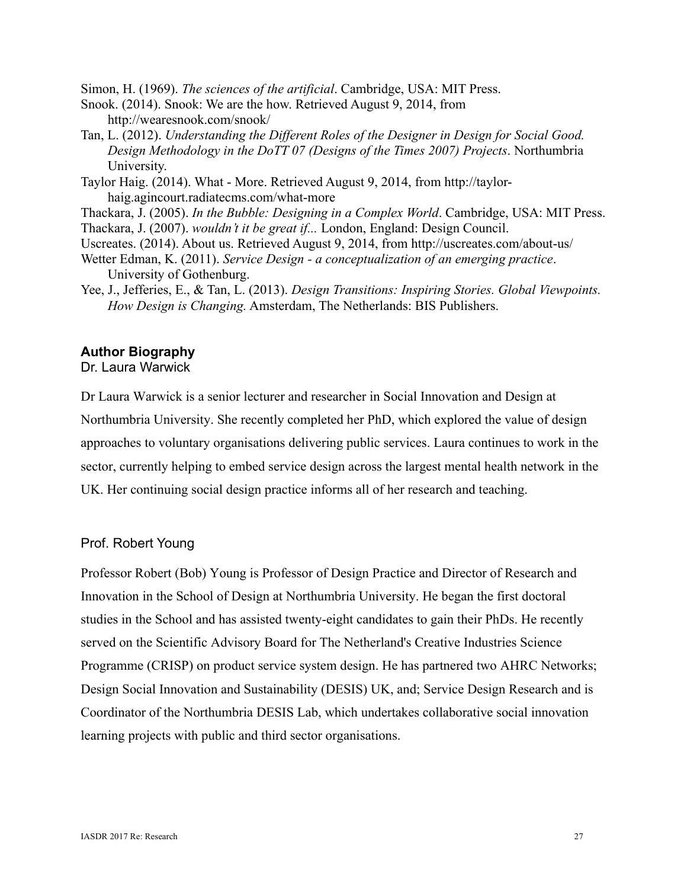Simon, H. (1969). *The sciences of the artificial*. Cambridge, USA: MIT Press.

Snook. (2014). Snook: We are the how. Retrieved August 9, 2014, from http://wearesnook.com/snook/

Tan, L. (2012). *Understanding the Different Roles of the Designer in Design for Social Good. Design Methodology in the DoTT 07 (Designs of the Times 2007) Projects*. Northumbria University.

Taylor Haig. (2014). What - More. Retrieved August 9, 2014, from http://taylor-haig.agincourt.radiatecms.com/what-more

Thackara, J. (2005). *In the Bubble: Designing in a Complex World*. Cambridge, USA: MIT Press.

Thackara, J. (2007). *wouldn't it be great if...* London, England: Design Council.

Uscreates. (2014). About us. Retrieved August 9, 2014, from http://uscreates.com/about-us/

Wetter Edman, K. (2011). *Service Design - a conceptualization of an emerging practice*. University of Gothenburg.

Yee, J., Jefferies, E., & Tan, L. (2013). *Design Transitions: Inspiring Stories. Global Viewpoints. How Design is Changing.* Amsterdam, The Netherlands: BIS Publishers.

## Author Biography

### Dr. Laura Warwick

Dr Laura Warwick is a senior lecturer and researcher in Social Innovation and Design at Northumbria University. She recently completed her PhD, which explored the value of design approaches to voluntary organisations delivering public services. Laura continues to work in the sector, currently helping to embed service design across the largest mental health network in the UK. Her continuing social design practice informs all of her research and teaching.

### Prof. Robert Young

Professor Robert (Bob) Young is Professor of Design Practice and Director of Research and Innovation in the School of Design at Northumbria University. He began the first doctoral studies in the School and has assisted twenty-eight candidates to gain their PhDs. He recently served on the Scientific Advisory Board for The Netherland's Creative Industries Science Programme (CRISP) on product service system design. He has partnered two AHRC Networks; Design Social Innovation and Sustainability (DESIS) UK, and; Service Design Research and is Coordinator of the Northumbria DESIS Lab, which undertakes collaborative social innovation learning projects with public and third sector organisations.